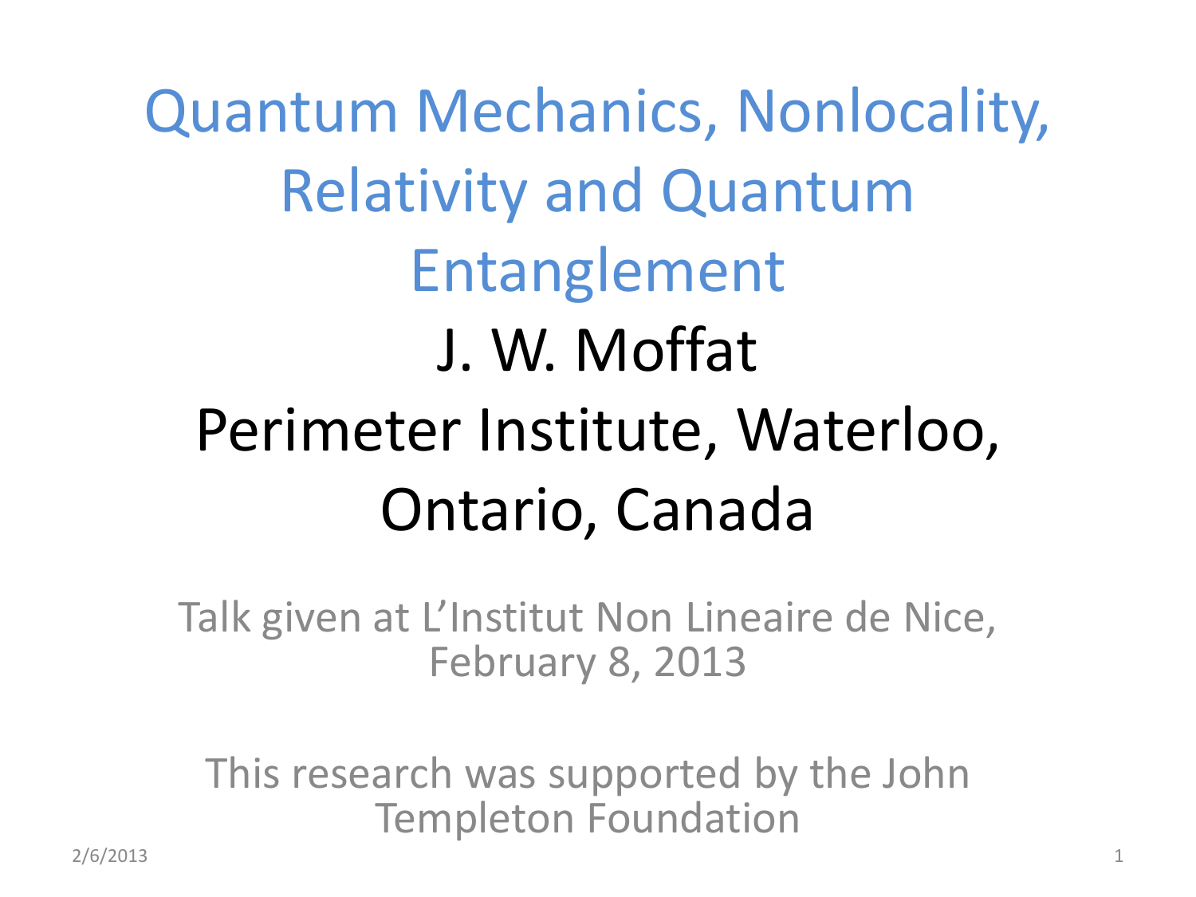# Quantum Mechanics, Nonlocality, Relativity and Quantum Entanglement

J. W. Moffat

Perimeter Institute, Waterloo, Ontario, Canada

Talk given at L'Institut Non Lineaire de Nice, February 8, 2013

This research was supported by the John Templeton Foundation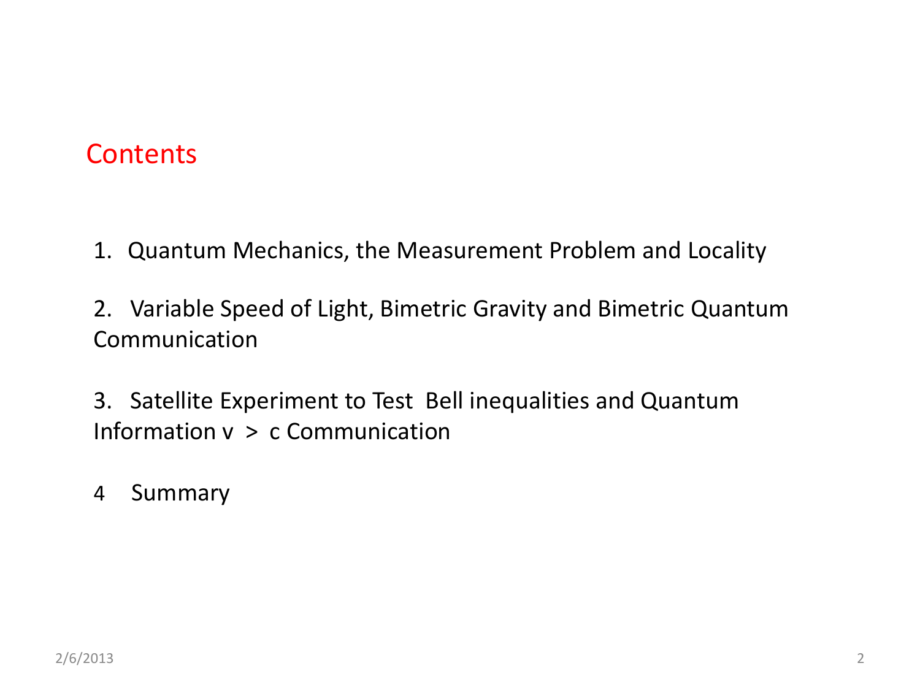# Contents

1. Quantum Mechanics, the Measurement Problem and Locality

2. Variable Speed of Light, Bimetric Gravity and Bimetric Quantum Communication

3. Satellite Experiment to Test Bell inequalities and Quantum Information $v > c$ Communication

4 Summary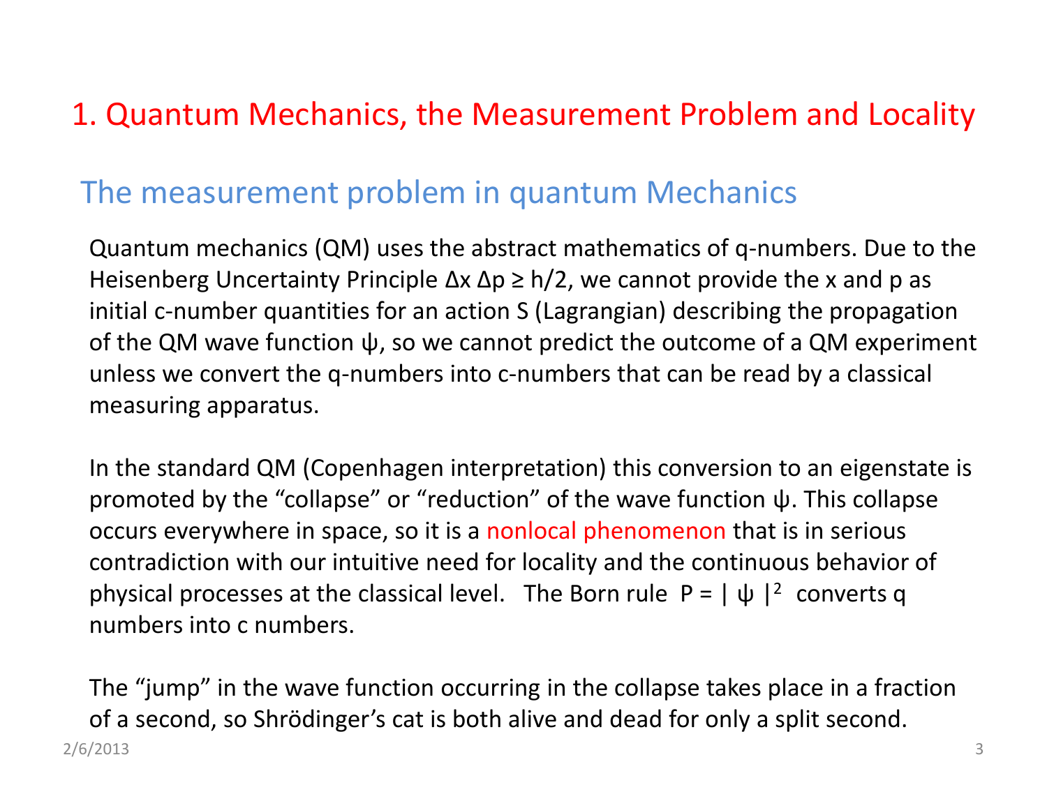# 1. Quantum Mechanics, the Measurement Problem and Locality

## The measurement problem in quantum Mechanics

Quantum mechanics (QM) uses the abstract mathematics of q-numbers. Due to the Heisenberg Uncertainty Principle $\Delta x \, \Delta p \geq h/2$, we cannot provide the x and p as initial c-number quantities for an action S (Lagrangian) describing the propagation of the QM wave function ψ, so we cannot predict the outcome of a QM experiment unless we convert the q-numbers into c-numbers that can be read by a classical measuring apparatus.

In the standard QM (Copenhagen interpretation) this conversion to an eigenstate is promoted by the "collapse" or "reduction" of the wave function ψ. This collapse occurs everywhere in space, so it is a nonlocal phenomenon that is in serious contradiction with our intuitive need for locality and the continuous behavior of physical processes at the classical level. The Born rule $P = |\psi|^2$ converts q numbers into c numbers.

The "jump" in the wave function occurring in the collapse takes place in a fraction of a second, so Shrödinger's cat is both alive and dead for only a split second.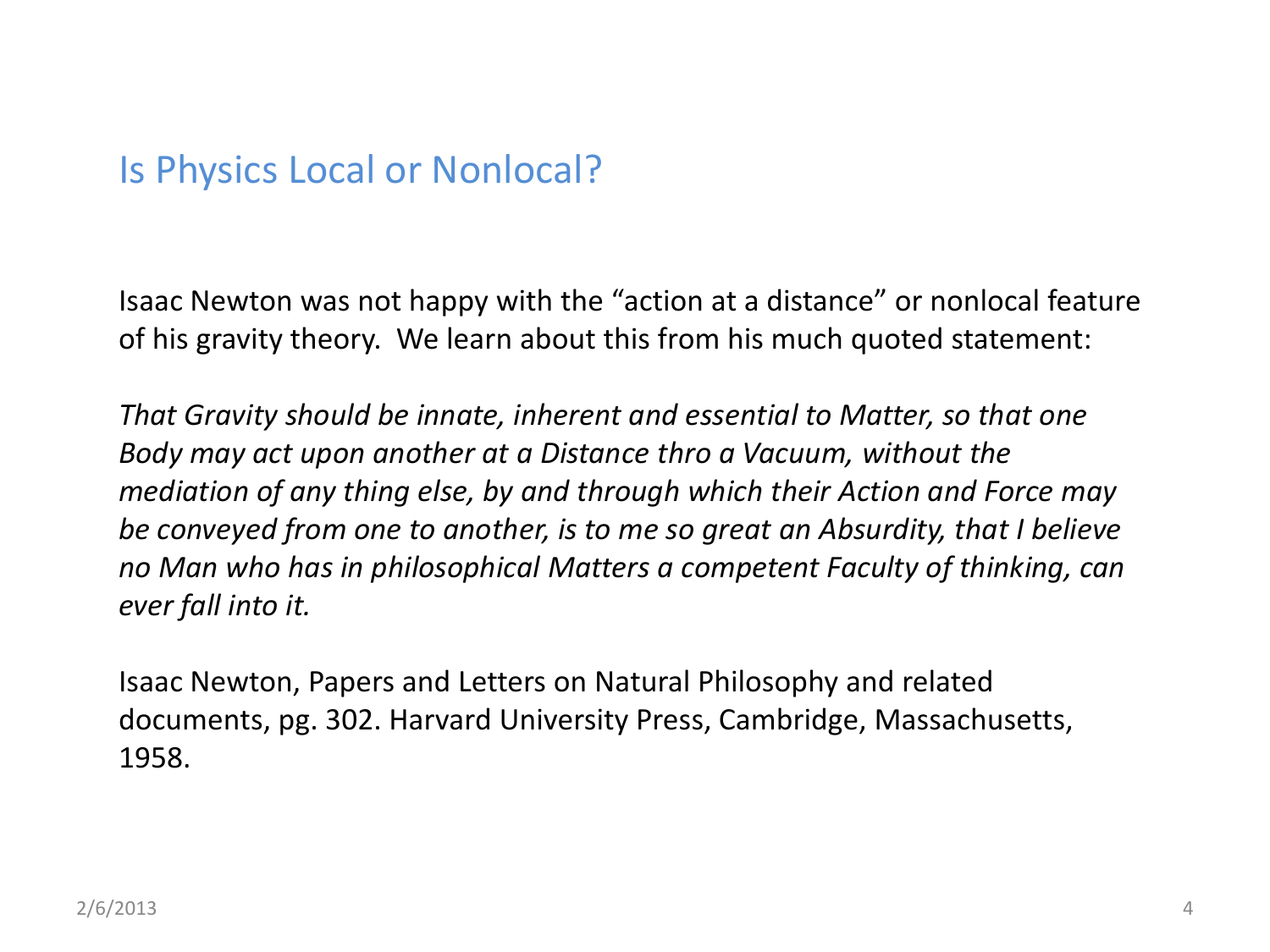## Is Physics Local or Nonlocal?

Isaac Newton was not happy with the "action at a distance" or nonlocal feature of his gravity theory. We learn about this from his much quoted statement:

*That Gravity should be innate, inherent and essential to Matter, so that one Body may act upon another at a Distance thro a Vacuum, without the mediation of any thing else, by and through which their Action and Force may be conveyed from one to another, is to me so great an Absurdity, that I believe no Man who has in philosophical Matters a competent Faculty of thinking, can ever fall into it.*

Isaac Newton, Papers and Letters on Natural Philosophy and related documents, pg. 302. Harvard University Press, Cambridge, Massachusetts, 1958.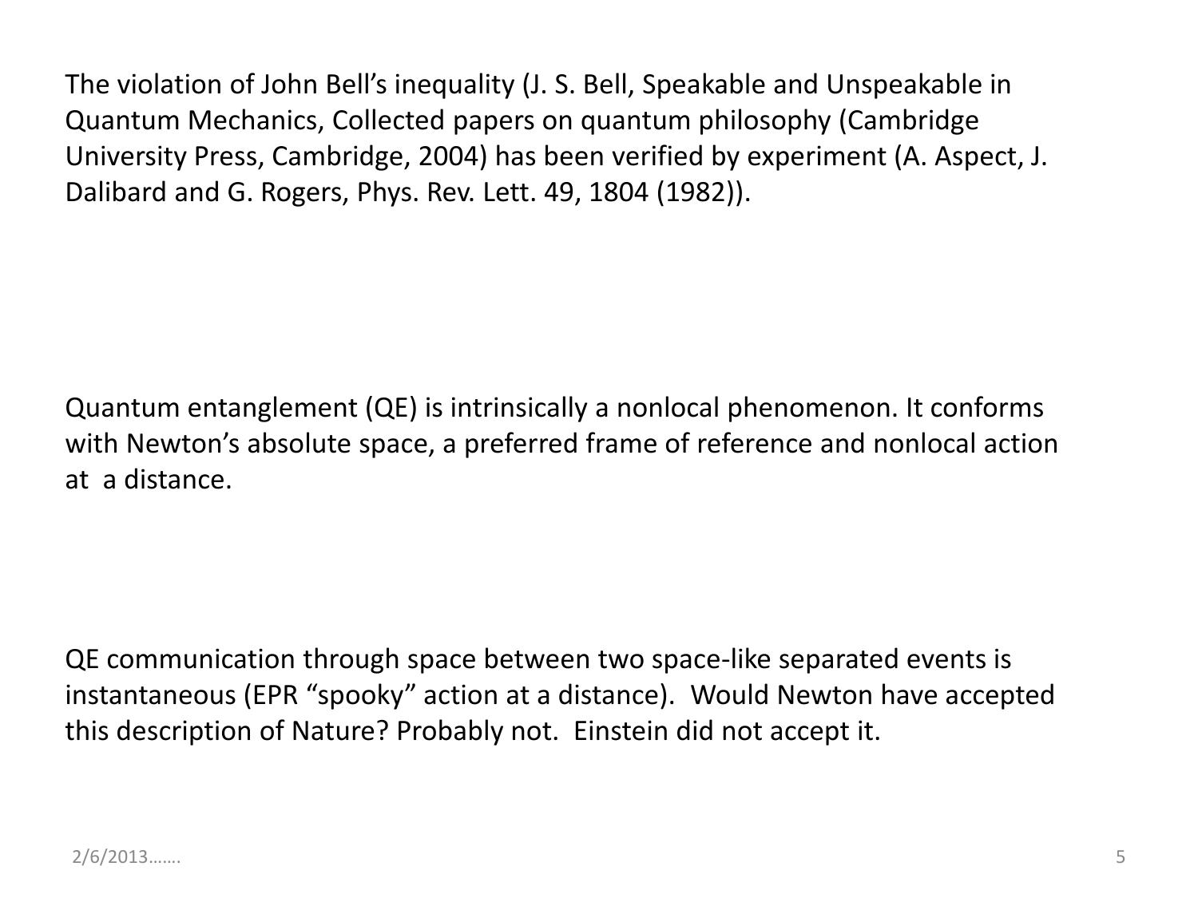The violation of John Bell's inequality (J. S. Bell, Speakable and Unspeakable in Quantum Mechanics, Collected papers on quantum philosophy (Cambridge University Press, Cambridge, 2004) has been verified by experiment (A. Aspect, J. Dalibard and G. Rogers, Phys. Rev. Lett. 49, 1804 (1982)).

Quantum entanglement (QE) is intrinsically a nonlocal phenomenon. It conforms with Newton's absolute space, a preferred frame of reference and nonlocal action at a distance.

QE communication through space between two space-like separated events is instantaneous (EPR "spooky" action at a distance). Would Newton have accepted this description of Nature? Probably not. Einstein did not accept it.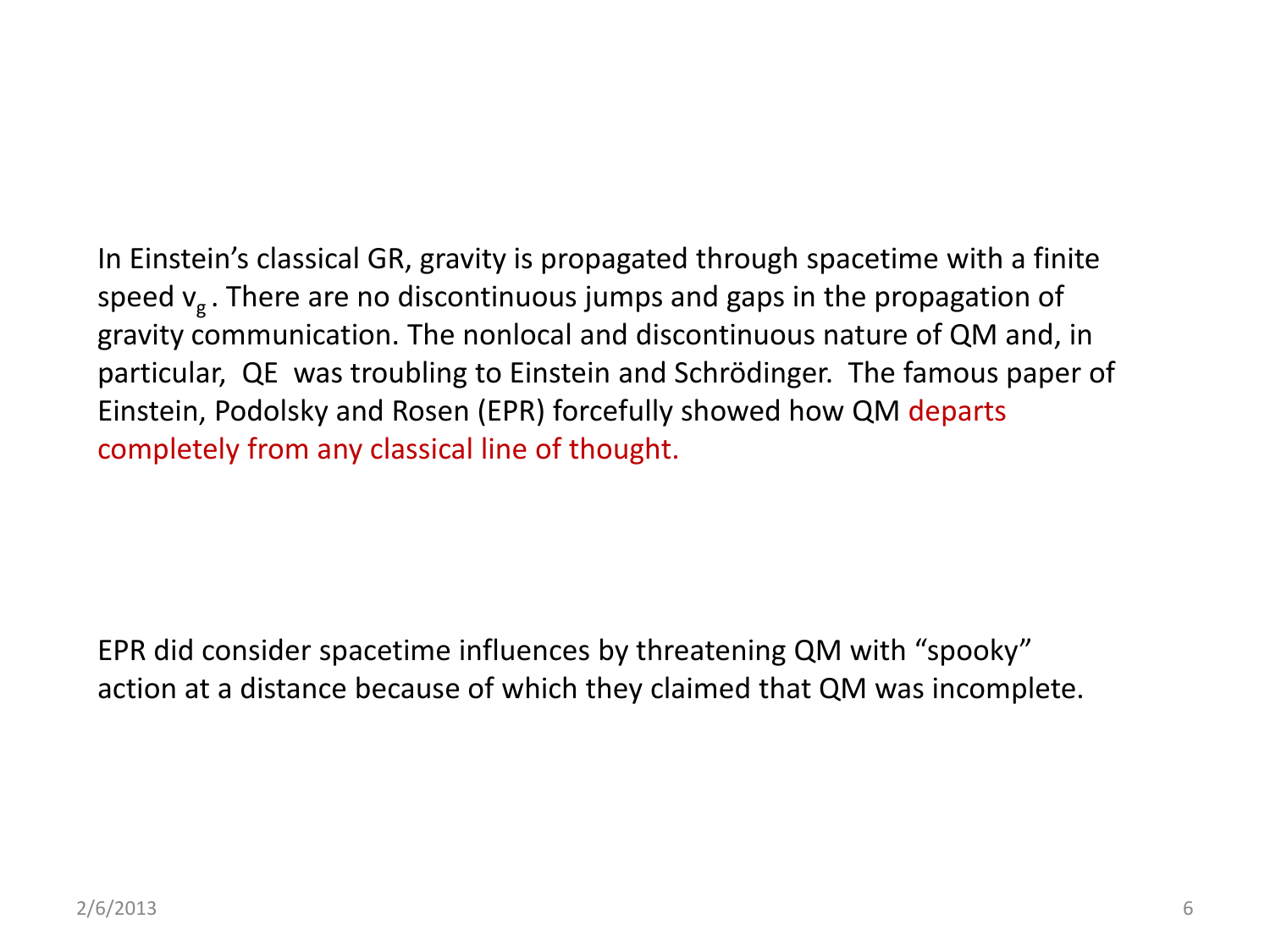In Einstein's classical GR, gravity is propagated through spacetime with a finite speed $v_g$ . There are no discontinuous jumps and gaps in the propagation of gravity communication. The nonlocal and discontinuous nature of QM and, in particular, QE was troubling to Einstein and Schrödinger. The famous paper of Einstein, Podolsky and Rosen (EPR) forcefully showed how QM departs completely from any classical line of thought.

EPR did consider spacetime influences by threatening QM with "spooky" action at a distance because of which they claimed that QM was incomplete.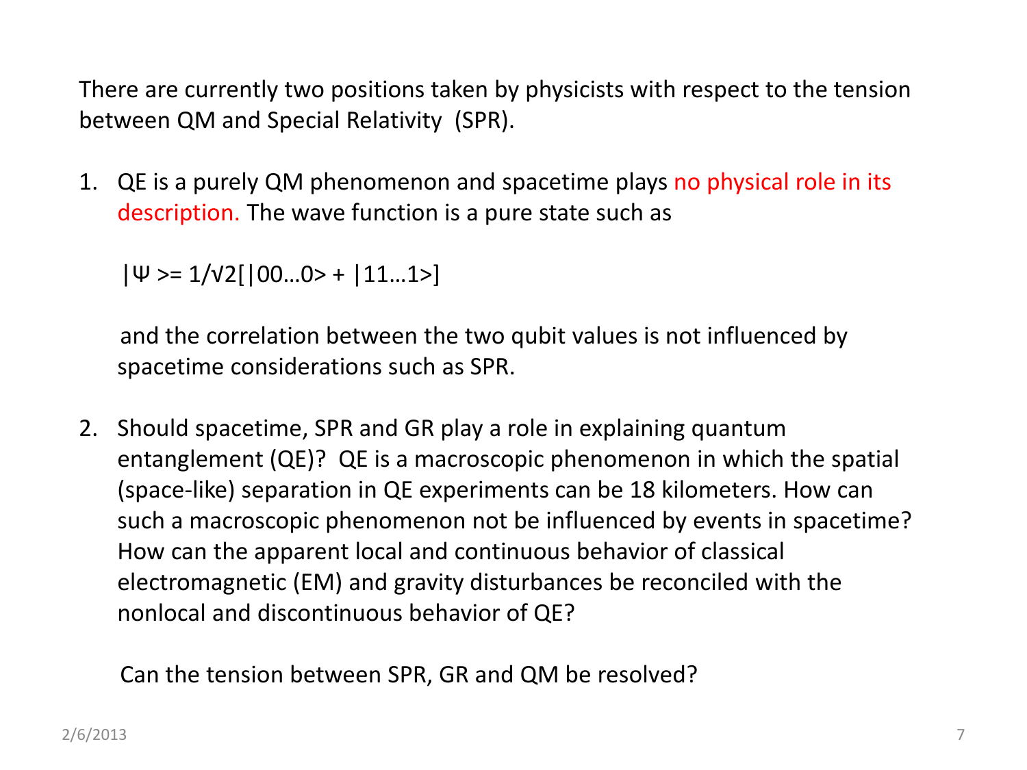There are currently two positions taken by physicists with respect to the tension between QM and Special Relativity (SPR).

1. QE is a purely QM phenomenon and spacetime plays no physical role in its description. The wave function is a pure state such as

   $|\Psi\rangle = 1/\sqrt{2}[|00\ldots0\rangle + |11\ldots1\rangle]$

   and the correlation between the two qubit values is not influenced by spacetime considerations such as SPR.

2. Should spacetime, SPR and GR play a role in explaining quantum entanglement (QE)? QE is a macroscopic phenomenon in which the spatial (space-like) separation in QE experiments can be 18 kilometers. How can such a macroscopic phenomenon not be influenced by events in spacetime? How can the apparent local and continuous behavior of classical electromagnetic (EM) and gravity disturbances be reconciled with the nonlocal and discontinuous behavior of QE?

   Can the tension between SPR, GR and QM be resolved?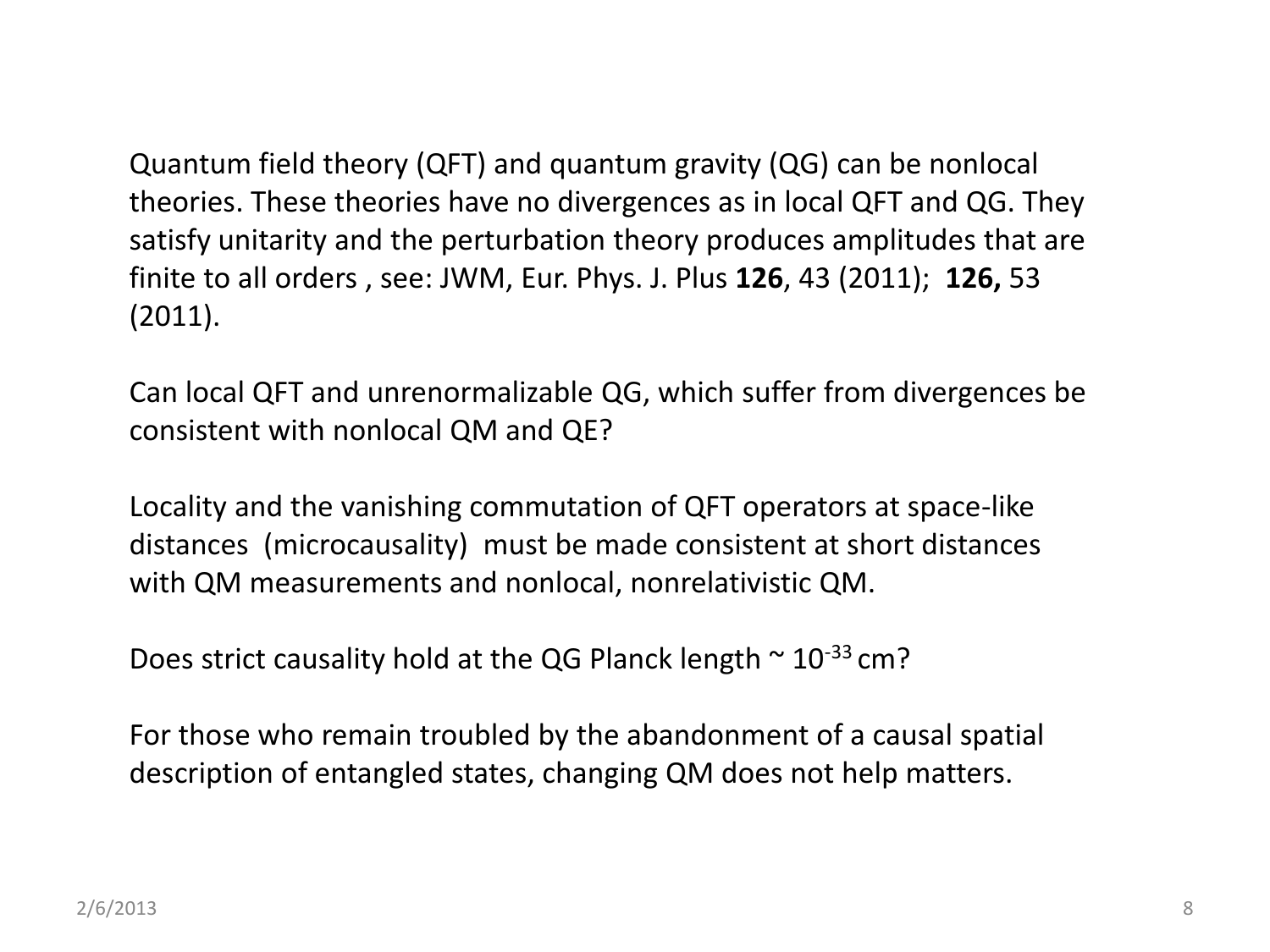Quantum field theory (QFT) and quantum gravity (QG) can be nonlocal theories. These theories have no divergences as in local QFT and QG. They satisfy unitarity and the perturbation theory produces amplitudes that are finite to all orders , see: JWM, Eur. Phys. J. Plus **126**, 43 (2011); **126,** 53 (2011).

Can local QFT and unrenormalizable QG, which suffer from divergences be consistent with nonlocal QM and QE?

Locality and the vanishing commutation of QFT operators at space-like distances (microcausality) must be made consistent at short distances with QM measurements and nonlocal, nonrelativistic QM.

Does strict causality hold at the QG Planck length ~ $10^{-33}$ cm?

For those who remain troubled by the abandonment of a causal spatial description of entangled states, changing QM does not help matters.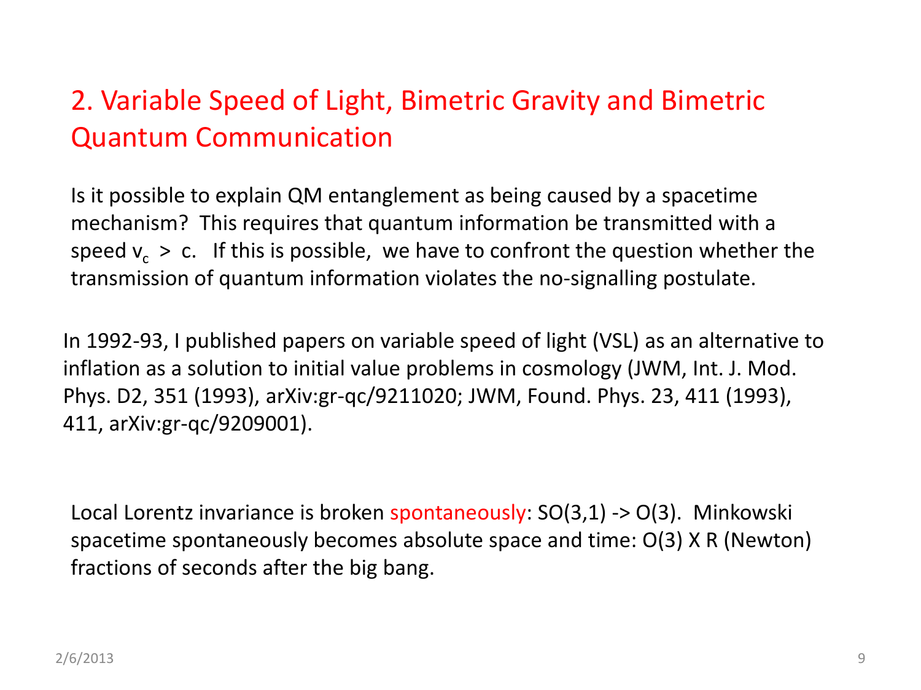## 2. Variable Speed of Light, Bimetric Gravity and Bimetric Quantum Communication

Is it possible to explain QM entanglement as being caused by a spacetime mechanism? This requires that quantum information be transmitted with a speed $v_c > c$. If this is possible, we have to confront the question whether the transmission of quantum information violates the no-signalling postulate.

In 1992-93, I published papers on variable speed of light (VSL) as an alternative to inflation as a solution to initial value problems in cosmology (JWM, Int. J. Mod. Phys. D2, 351 (1993), arXiv:gr-qc/9211020; JWM, Found. Phys. 23, 411 (1993), 411, arXiv:gr-qc/9209001).

Local Lorentz invariance is broken spontaneously: SO(3,1) -> O(3). Minkowski spacetime spontaneously becomes absolute space and time: O(3) X R (Newton) fractions of seconds after the big bang.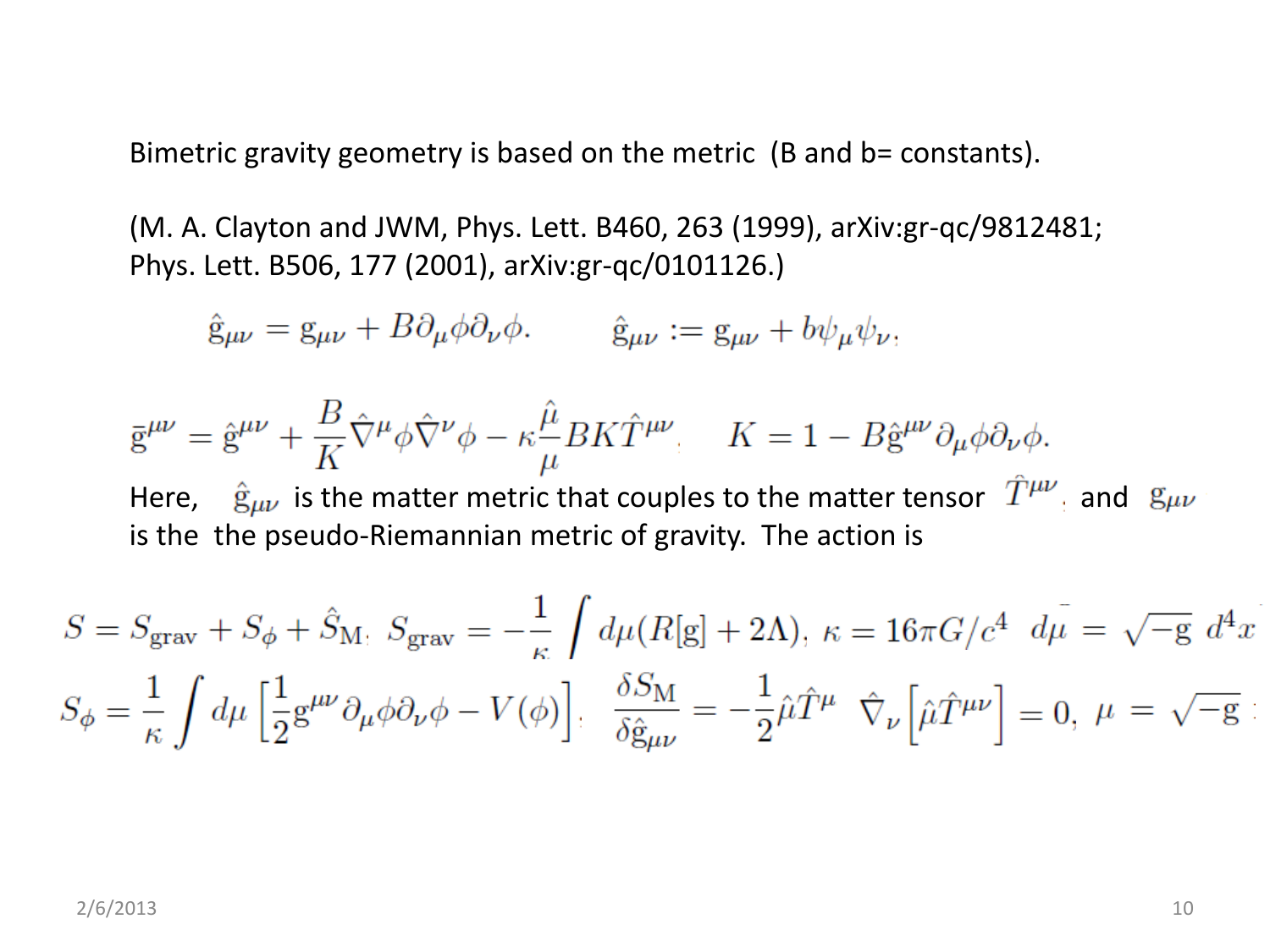Bimetric gravity geometry is based on the metric (B and b= constants).

(M. A. Clayton and JWM, Phys. Lett. B460, 263 (1999), arXiv:gr-qc/9812481; Phys. Lett. B506, 177 (2001), arXiv:gr-qc/0101126.)

$$\hat{g}_{\mu\nu} = g_{\mu\nu} + B\partial_\mu\phi\partial_\nu\phi. \qquad \hat{g}_{\mu\nu} := g_{\mu\nu} + b\psi_\mu\psi_\nu,$$

$$\bar{g}^{\mu\nu} = \hat{g}^{\mu\nu} + \frac{B}{K}\hat{\nabla}^\mu\phi\hat{\nabla}^\nu\phi - \kappa\frac{\hat{\mu}}{\mu}BK\hat{T}^{\mu\nu}, \qquad K = 1 - B\hat{g}^{\mu\nu}\partial_\mu\phi\partial_\nu\phi.$$

Here, $\hat{g}_{\mu\nu}$ is the matter metric that couples to the matter tensor $\hat{T}^{\mu\nu}$, and $g_{\mu\nu}$ is the the pseudo-Riemannian metric of gravity. The action is

$$S = S_{\rm grav} + S_\phi + \hat{S}_{\rm M}, \quad S_{\rm grav} = -\frac{1}{\kappa}\int d\mu(R[g] + 2\Lambda), \quad \kappa = 16\pi G/c^4 \quad d\mu = \sqrt{-g}\ d^4x$$

$$S_\phi = \frac{1}{\kappa}\int d\mu\left[\frac{1}{2}g^{\mu\nu}\partial_\mu\phi\partial_\nu\phi - V(\phi)\right], \quad \frac{\delta S_{\rm M}}{\delta\hat{g}_{\mu\nu}} = -\frac{1}{2}\hat{\mu}\hat{T}^{\mu} \quad \hat{\nabla}_\nu\left[\hat{\mu}\hat{T}^{\mu\nu}\right] = 0, \quad \mu = \sqrt{-g}$$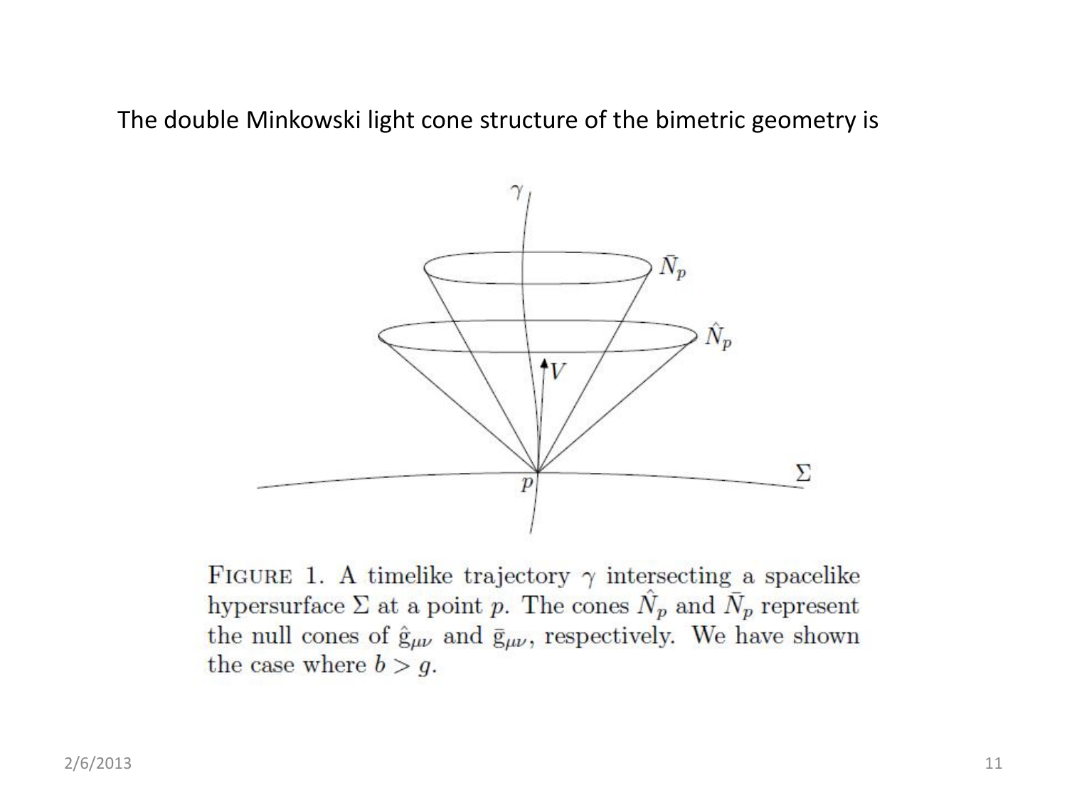The double Minkowski light cone structure of the bimetric geometry is

FIGURE 1. A timelike trajectory $\gamma$ intersecting a spacelike hypersurface $\Sigma$ at a point $p$. The cones $\hat{N}_p$ and $\bar{N}_p$ represent the null cones of $\hat{g}_{\mu\nu}$ and $\bar{g}_{\mu\nu}$, respectively. We have shown the case where $b > g$.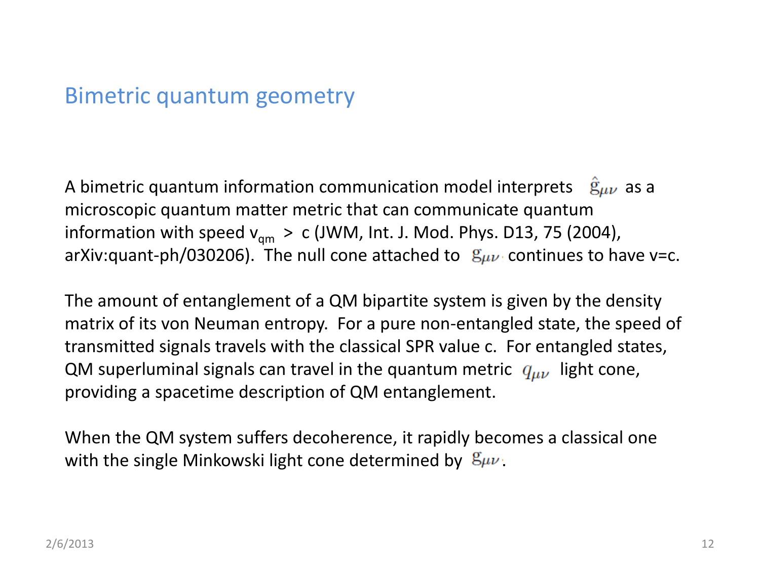# Bimetric quantum geometry

A bimetric quantum information communication model interprets $\hat{g}_{\mu\nu}$ as a microscopic quantum matter metric that can communicate quantum information with speed $v_{qm} > c$ (JWM, Int. J. Mod. Phys. D13, 75 (2004), arXiv:quant-ph/030206). The null cone attached to $g_{\mu\nu}$ continues to have v=c.

The amount of entanglement of a QM bipartite system is given by the density matrix of its von Neuman entropy. For a pure non-entangled state, the speed of transmitted signals travels with the classical SPR value c. For entangled states, QM superluminal signals can travel in the quantum metric $q_{\mu\nu}$ light cone, providing a spacetime description of QM entanglement.

When the QM system suffers decoherence, it rapidly becomes a classical one with the single Minkowski light cone determined by $g_{\mu\nu}$.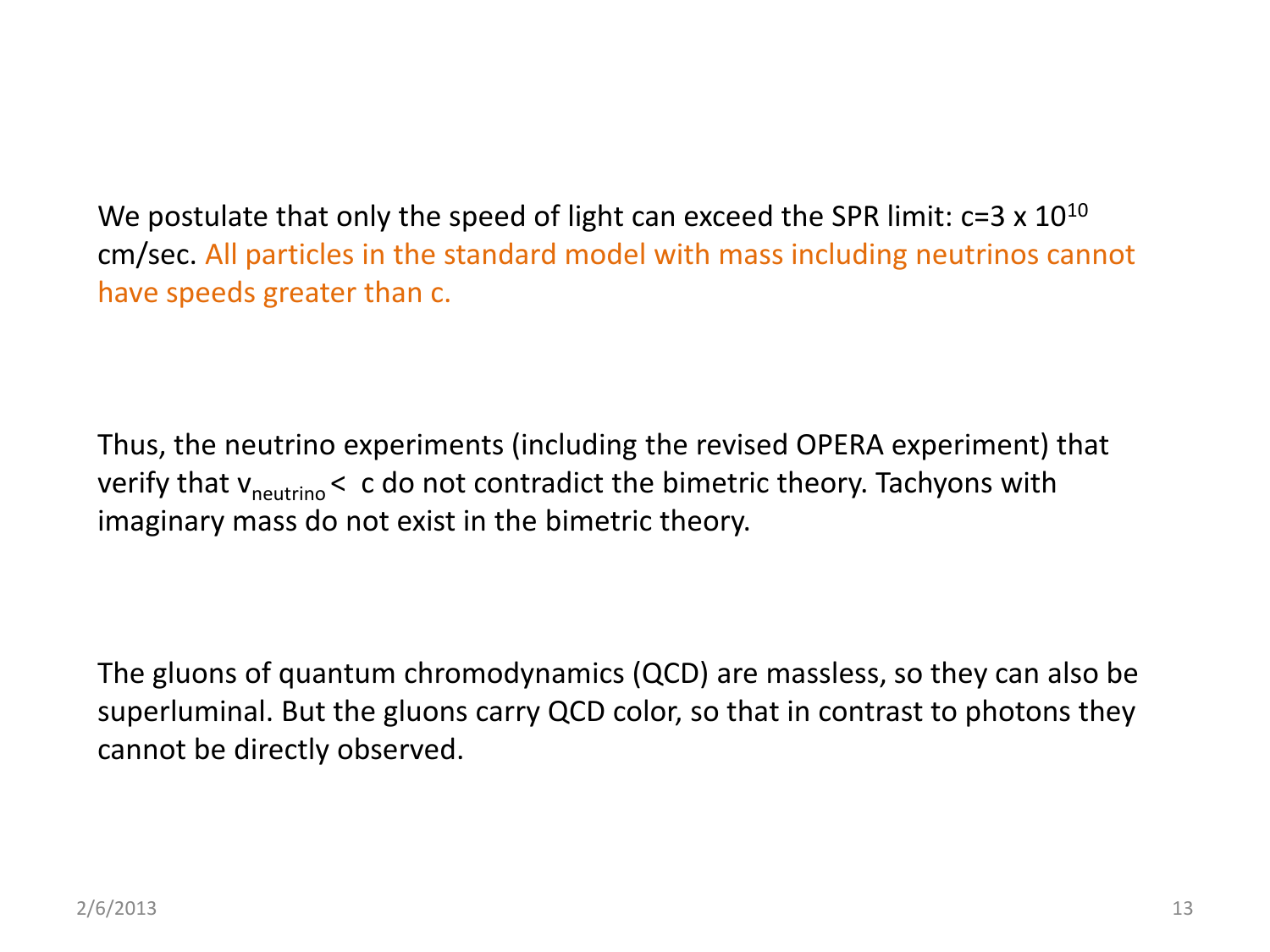We postulate that only the speed of light can exceed the SPR limit: $c=3 \times 10^{10}$ cm/sec. All particles in the standard model with mass including neutrinos cannot have speeds greater than c.

Thus, the neutrino experiments (including the revised OPERA experiment) that verify that $v_{neutrino} < c$ do not contradict the bimetric theory. Tachyons with imaginary mass do not exist in the bimetric theory.

The gluons of quantum chromodynamics (QCD) are massless, so they can also be superluminal. But the gluons carry QCD color, so that in contrast to photons they cannot be directly observed.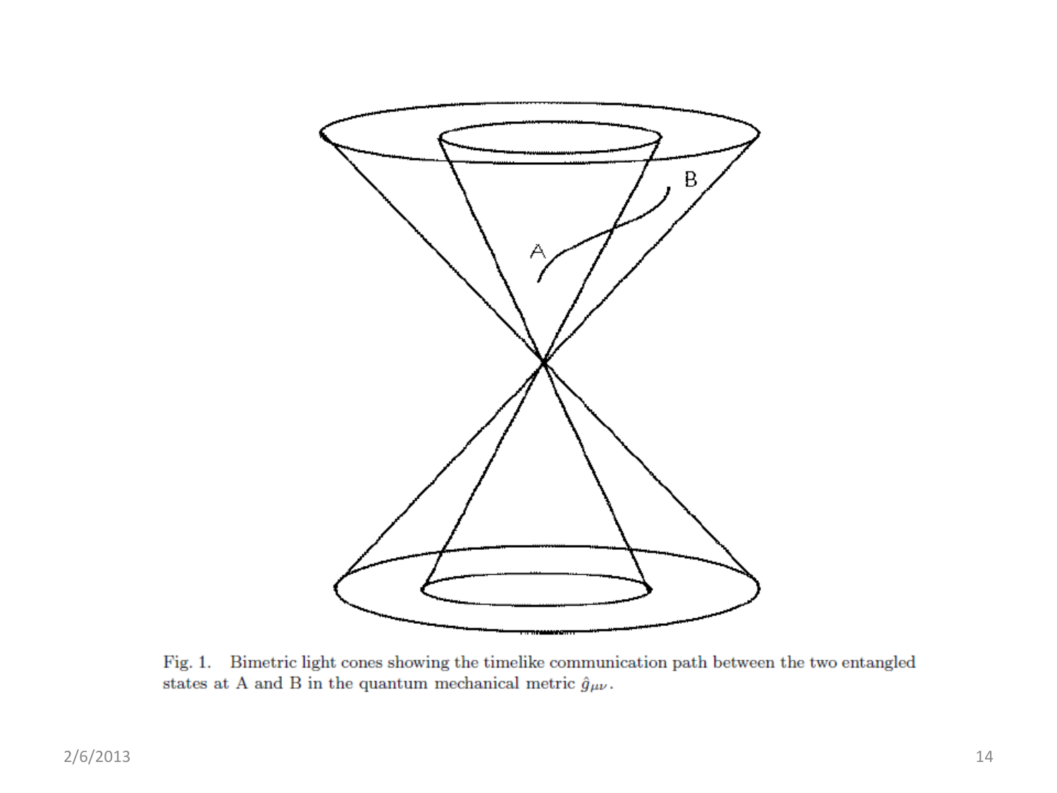Fig. 1. Bimetric light cones showing the timelike communication path between the two entangled states at A and B in the quantum mechanical metric $\hat{g}_{\mu\nu}$.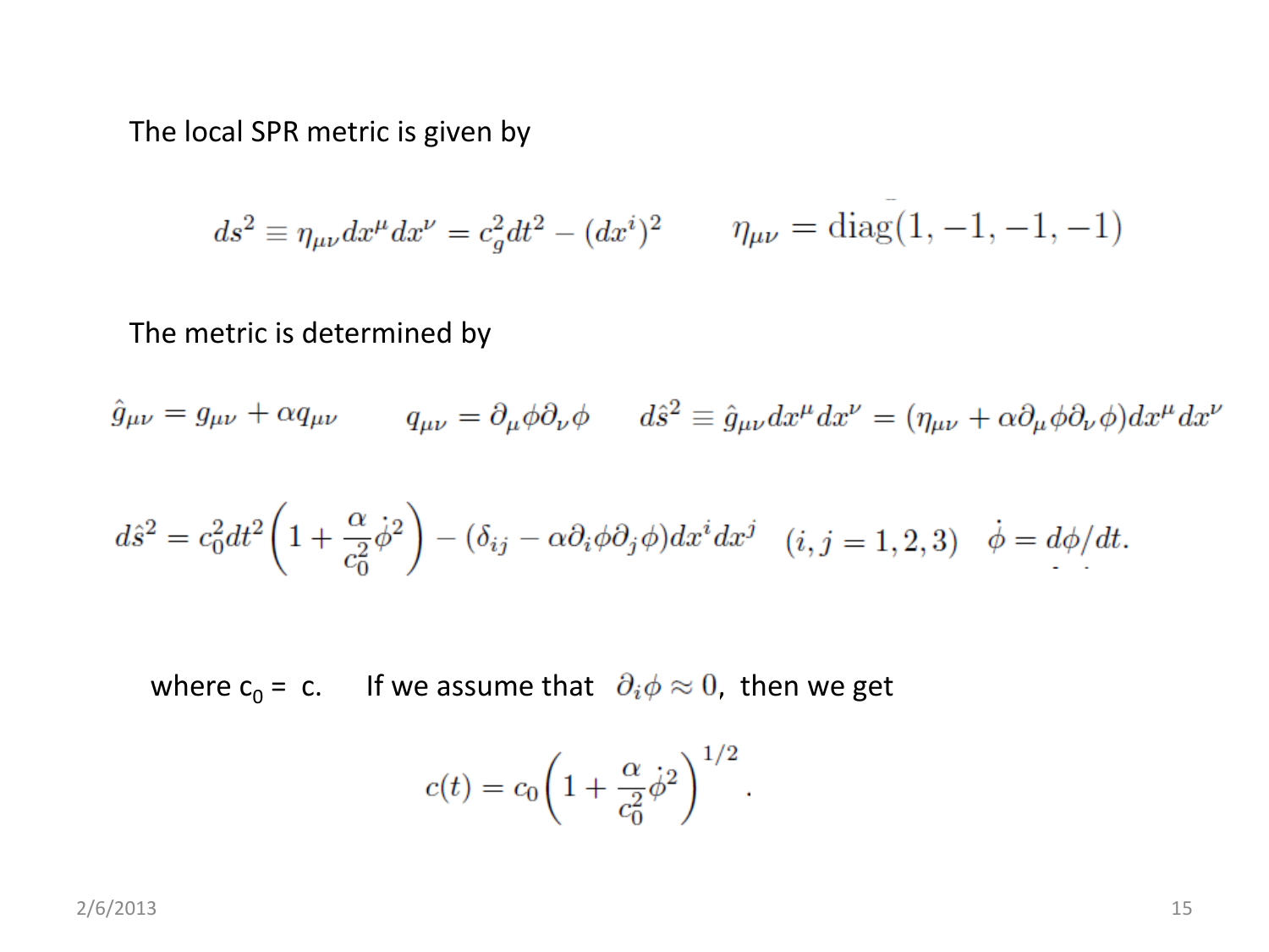The local SPR metric is given by

$$ds^2 \equiv \eta_{\mu\nu} dx^\mu dx^\nu = c_g^2 dt^2 - (dx^i)^2 \qquad \eta_{\mu\nu} = \mathrm{diag}(1, -1, -1, -1)$$

The metric is determined by

$$\hat{g}_{\mu\nu} = g_{\mu\nu} + \alpha q_{\mu\nu} \qquad q_{\mu\nu} = \partial_\mu \phi \partial_\nu \phi \qquad d\hat{s}^2 \equiv \hat{g}_{\mu\nu} dx^\mu dx^\nu = (\eta_{\mu\nu} + \alpha \partial_\mu \phi \partial_\nu \phi) dx^\mu dx^\nu$$

$$d\hat{s}^2 = c_0^2 dt^2 \left(1 + \frac{\alpha}{c_0^2} \dot{\phi}^2\right) - (\delta_{ij} - \alpha \partial_i \phi \partial_j \phi) dx^i dx^j \quad (i, j = 1, 2, 3) \quad \dot{\phi} = d\phi/dt.$$

where $c_0 = c$. If we assume that $\partial_i \phi \approx 0$, then we get

$$c(t) = c_0 \left(1 + \frac{\alpha}{c_0^2} \dot{\phi}^2\right)^{1/2}.$$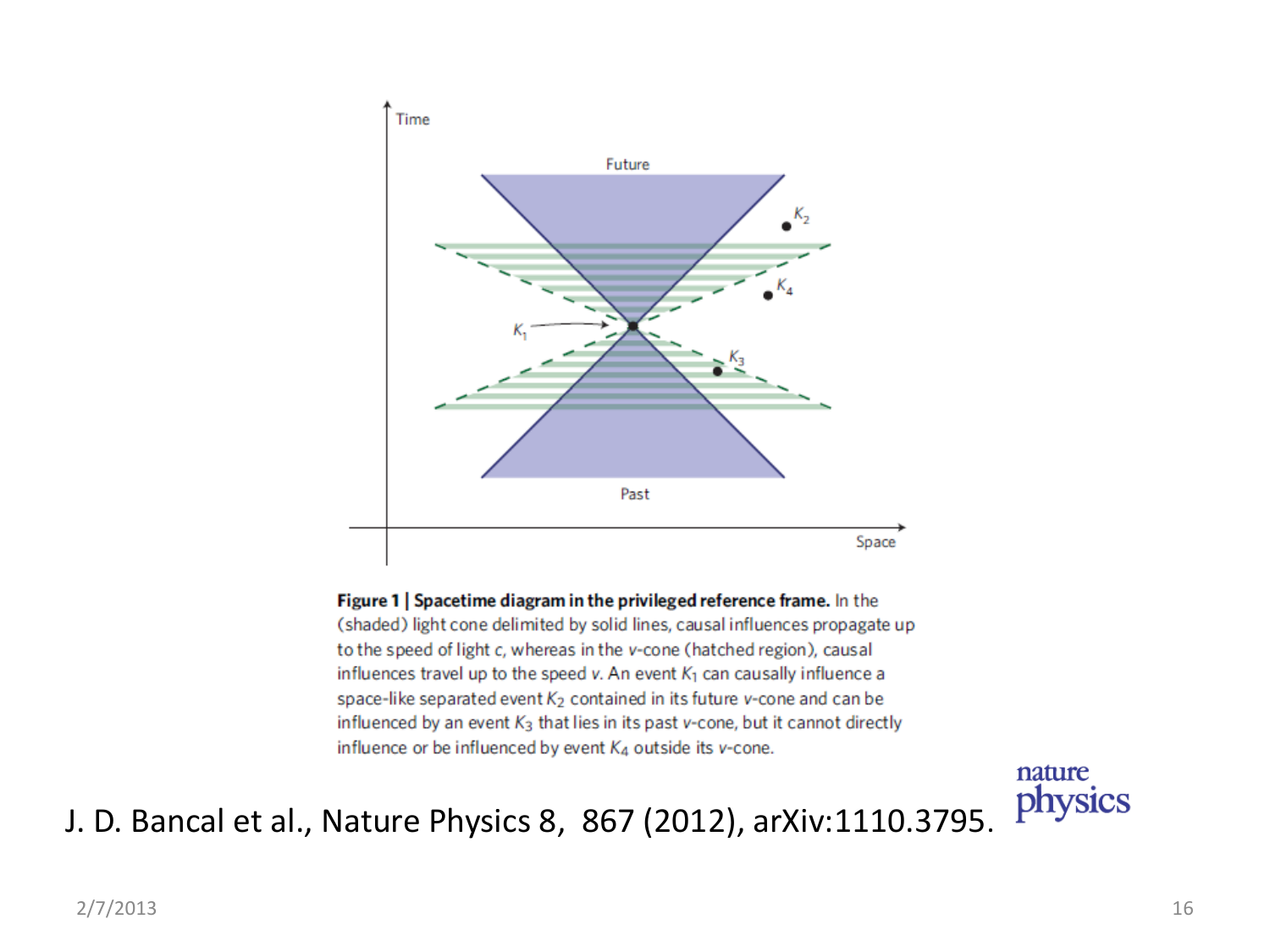**Figure 1 | Spacetime diagram in the privileged reference frame.** In the (shaded) light cone delimited by solid lines, causal influences propagate up to the speed of light $c$, whereas in the $v$-cone (hatched region), causal influences travel up to the speed $v$. An event $K_1$ can causally influence a space-like separated event $K_2$ contained in its future $v$-cone and can be influenced by an event $K_3$ that lies in its past $v$-cone, but it cannot directly influence or be influenced by event $K_4$ outside its $v$-cone.

J. D. Bancal et al., Nature Physics 8, 867 (2012), arXiv:1110.3795.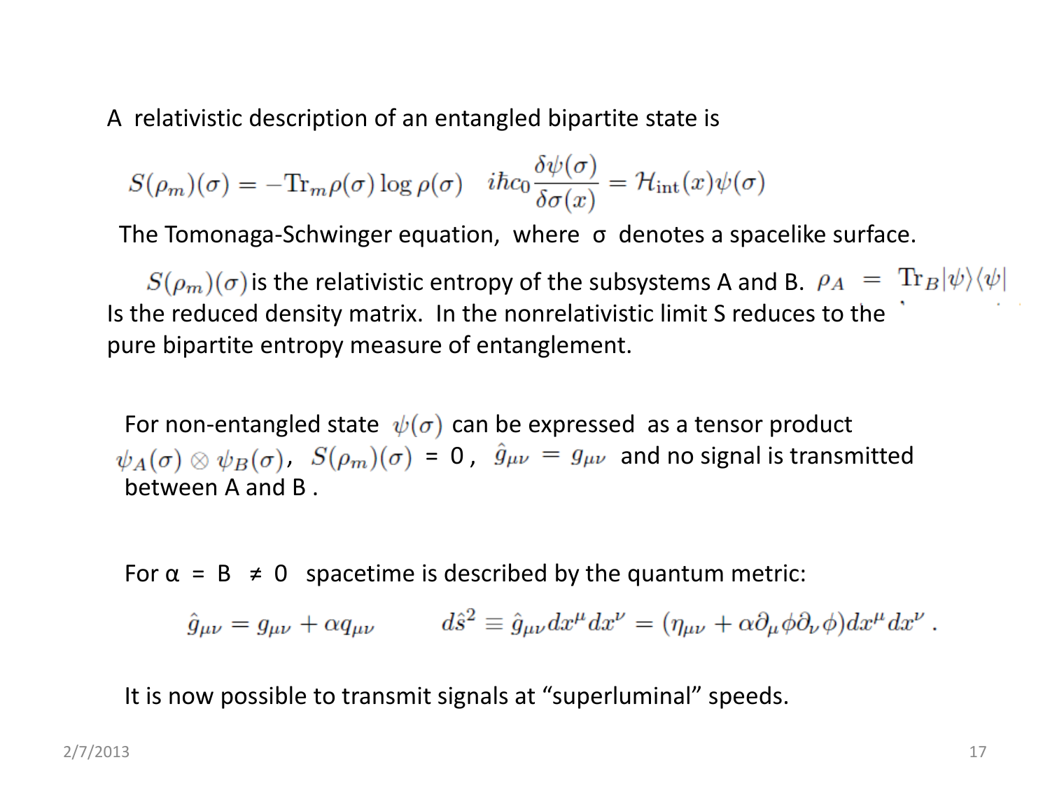A relativistic description of an entangled bipartite state is

$$S(\rho_m)(\sigma) = -\mathrm{Tr}_m \rho(\sigma) \log \rho(\sigma) \quad i\hbar c_0 \frac{\delta\psi(\sigma)}{\delta\sigma(x)} = \mathcal{H}_{\rm int}(x)\psi(\sigma)$$

The Tomonaga-Schwinger equation, where σ denotes a spacelike surface.

$S(\rho_m)(\sigma)$ is the relativistic entropy of the subsystems A and B. $\rho_A = \mathrm{Tr}_B |\psi\rangle\langle\psi|$ Is the reduced density matrix. In the nonrelativistic limit S reduces to the pure bipartite entropy measure of entanglement.

For non-entangled state $\psi(\sigma)$ can be expressed as a tensor product $\psi_A(\sigma) \otimes \psi_B(\sigma)$, $S(\rho_m)(\sigma) = 0$, $\hat{g}_{\mu\nu} = g_{\mu\nu}$ and no signal is transmitted between A and B .

For α = B ≠ 0 spacetime is described by the quantum metric:

$$\hat{g}_{\mu\nu} = g_{\mu\nu} + \alpha q_{\mu\nu} \qquad d\hat{s}^2 \equiv \hat{g}_{\mu\nu} dx^\mu dx^\nu = (\eta_{\mu\nu} + \alpha\partial_\mu\phi\partial_\nu\phi)dx^\mu dx^\nu \,.$$

It is now possible to transmit signals at “superluminal” speeds.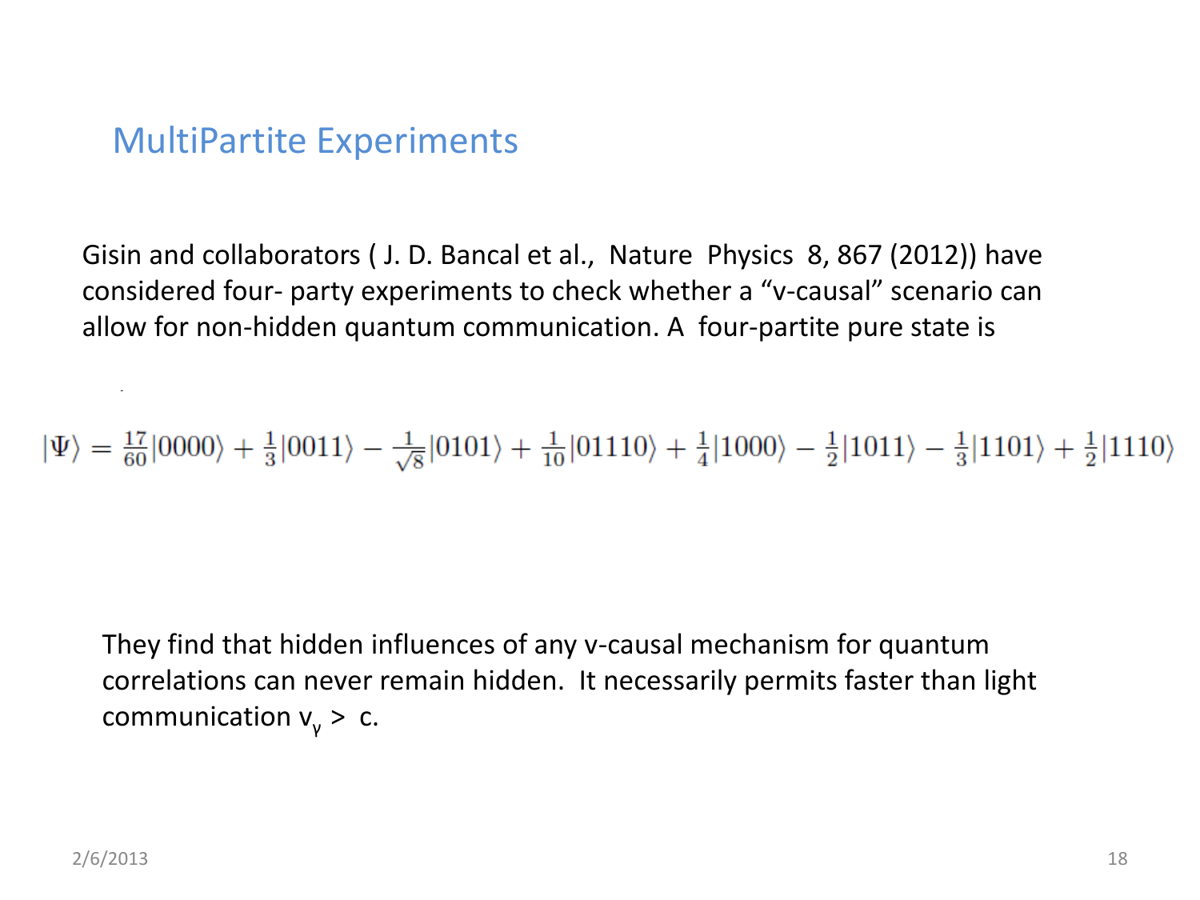## MultiPartite Experiments

Gisin and collaborators ( J. D. Bancal et al., Nature Physics 8, 867 (2012)) have considered four- party experiments to check whether a “v-causal” scenario can allow for non-hidden quantum communication. A four-partite pure state is

$$|\Psi\rangle = \frac{17}{60}|0000\rangle + \frac{1}{3}|0011\rangle - \frac{1}{\sqrt{8}}|0101\rangle + \frac{1}{10}|01110\rangle + \frac{1}{4}|1000\rangle - \frac{1}{2}|1011\rangle - \frac{1}{3}|1101\rangle + \frac{1}{2}|1110\rangle$$

They find that hidden influences of any v-causal mechanism for quantum correlations can never remain hidden. It necessarily permits faster than light communication $v_\gamma > c$.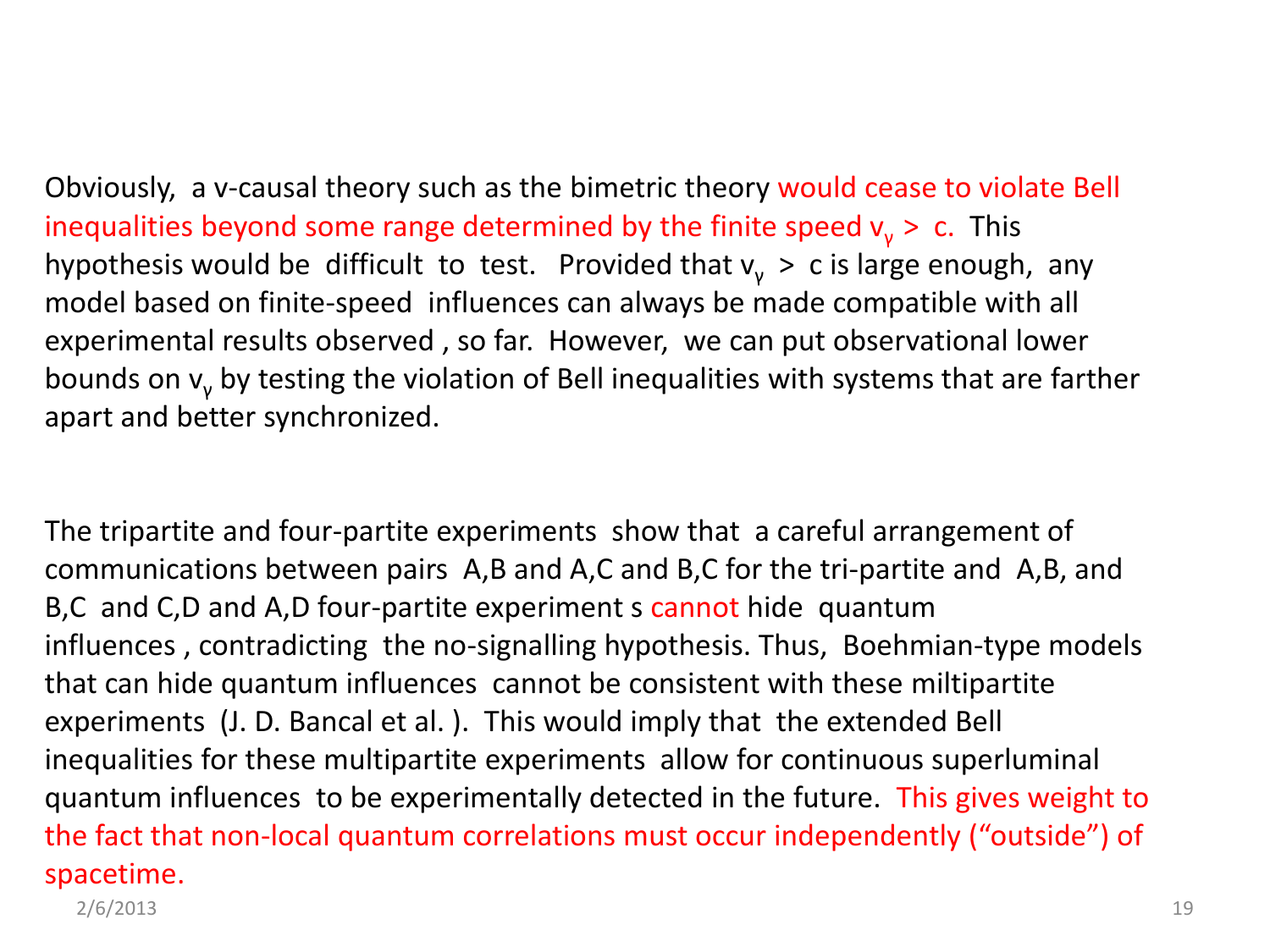Obviously, a v-causal theory such as the bimetric theory would cease to violate Bell inequalities beyond some range determined by the finite speed $v_\gamma > c$. This hypothesis would be difficult to test. Provided that $v_\gamma > c$ is large enough, any model based on finite-speed influences can always be made compatible with all experimental results observed , so far. However, we can put observational lower bounds on $v_\gamma$ by testing the violation of Bell inequalities with systems that are farther apart and better synchronized.

The tripartite and four-partite experiments show that a careful arrangement of communications between pairs A,B and A,C and B,C for the tri-partite and A,B, and B,C and C,D and A,D four-partite experiment s cannot hide quantum influences , contradicting the no-signalling hypothesis. Thus, Boehmian-type models that can hide quantum influences cannot be consistent with these miltipartite experiments (J. D. Bancal et al. ). This would imply that the extended Bell inequalities for these multipartite experiments allow for continuous superluminal quantum influences to be experimentally detected in the future. This gives weight to the fact that non-local quantum correlations must occur independently ("outside") of spacetime.

2/6/2013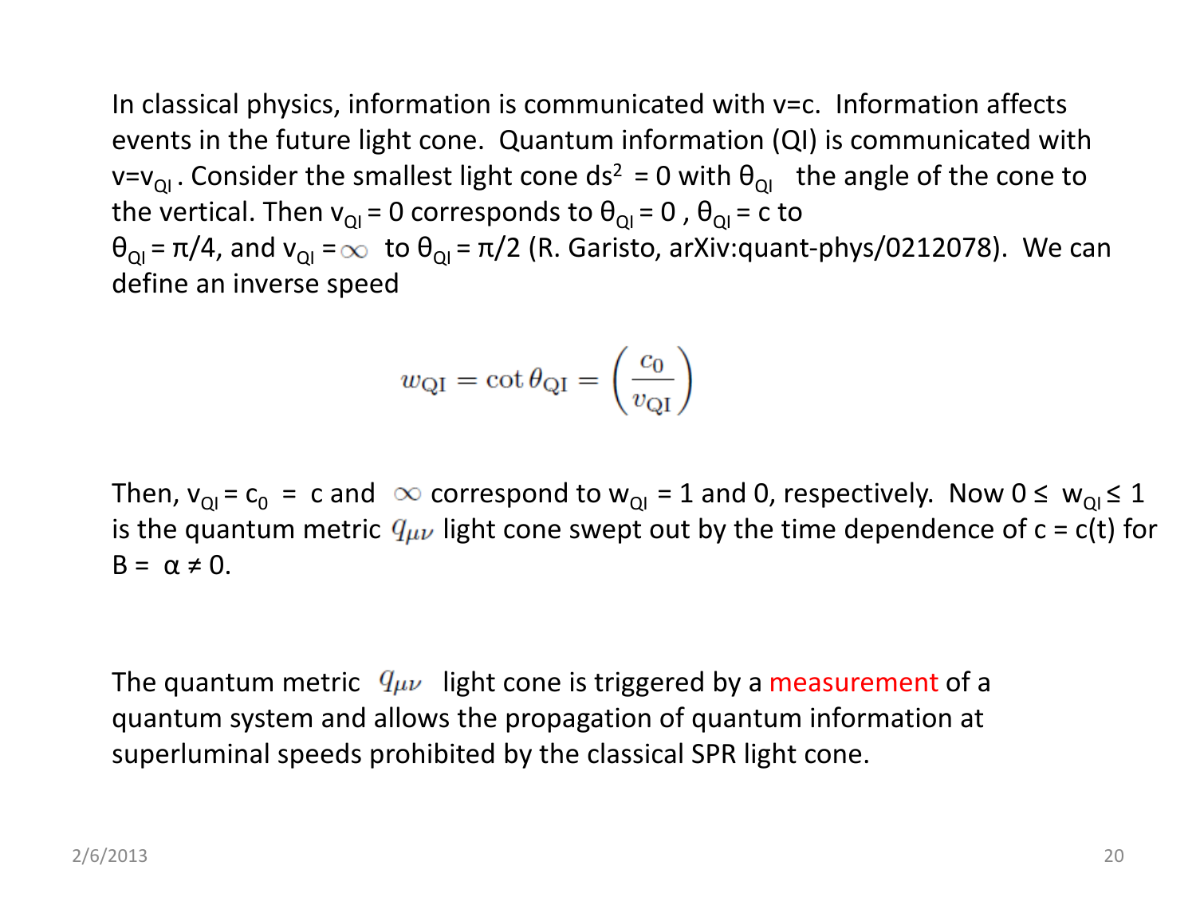In classical physics, information is communicated with v=c. Information affects events in the future light cone. Quantum information (QI) is communicated with $v=v_{QI}$. Consider the smallest light cone $ds^2 = 0$ with $\theta_{QI}$ the angle of the cone to the vertical. Then $v_{QI} = 0$ corresponds to $\theta_{QI} = 0$, $\theta_{QI} = c$ to $\theta_{QI} = \pi/4$, and $v_{QI} = \infty$ to $\theta_{QI} = \pi/2$ (R. Garisto, arXiv:quant-phys/0212078). We can define an inverse speed

$$w_{\rm QI} = \cot\theta_{\rm QI} = \left(\frac{c_0}{v_{\rm QI}}\right)$$

Then, $v_{QI} = c_0 = c$ and $\infty$ correspond to $w_{QI} = 1$ and 0, respectively. Now $0 \leq w_{QI} \leq 1$ is the quantum metric $q_{\mu\nu}$ light cone swept out by the time dependence of $c = c(t)$ for $B = \alpha \neq 0$.

The quantum metric $q_{\mu\nu}$ light cone is triggered by a measurement of a quantum system and allows the propagation of quantum information at superluminal speeds prohibited by the classical SPR light cone.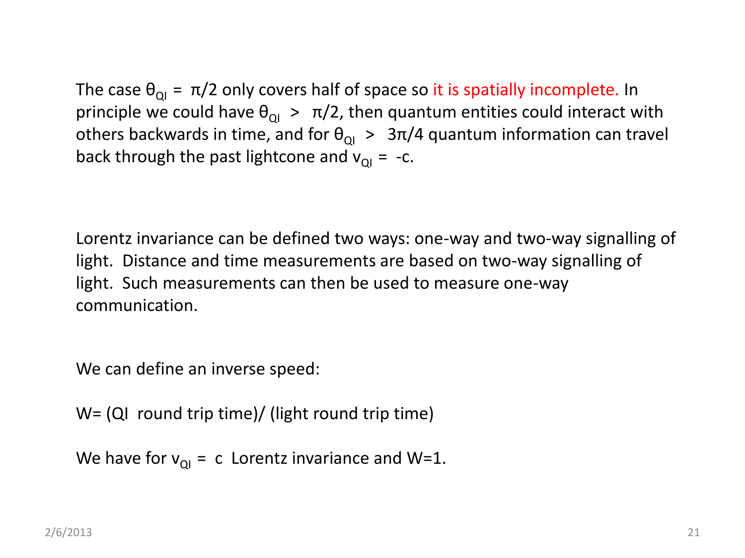The case $\theta_{QI} = \pi/2$ only covers half of space so it is spatially incomplete. In principle we could have $\theta_{QI} > \pi/2$, then quantum entities could interact with others backwards in time, and for $\theta_{QI} > 3\pi/4$ quantum information can travel back through the past lightcone and $v_{QI} = -c$.

Lorentz invariance can be defined two ways: one-way and two-way signalling of light. Distance and time measurements are based on two-way signalling of light. Such measurements can then be used to measure one-way communication.

We can define an inverse speed:

W= (QI round trip time)/ (light round trip time)

We have for $v_{QI} = c$ Lorentz invariance and W=1.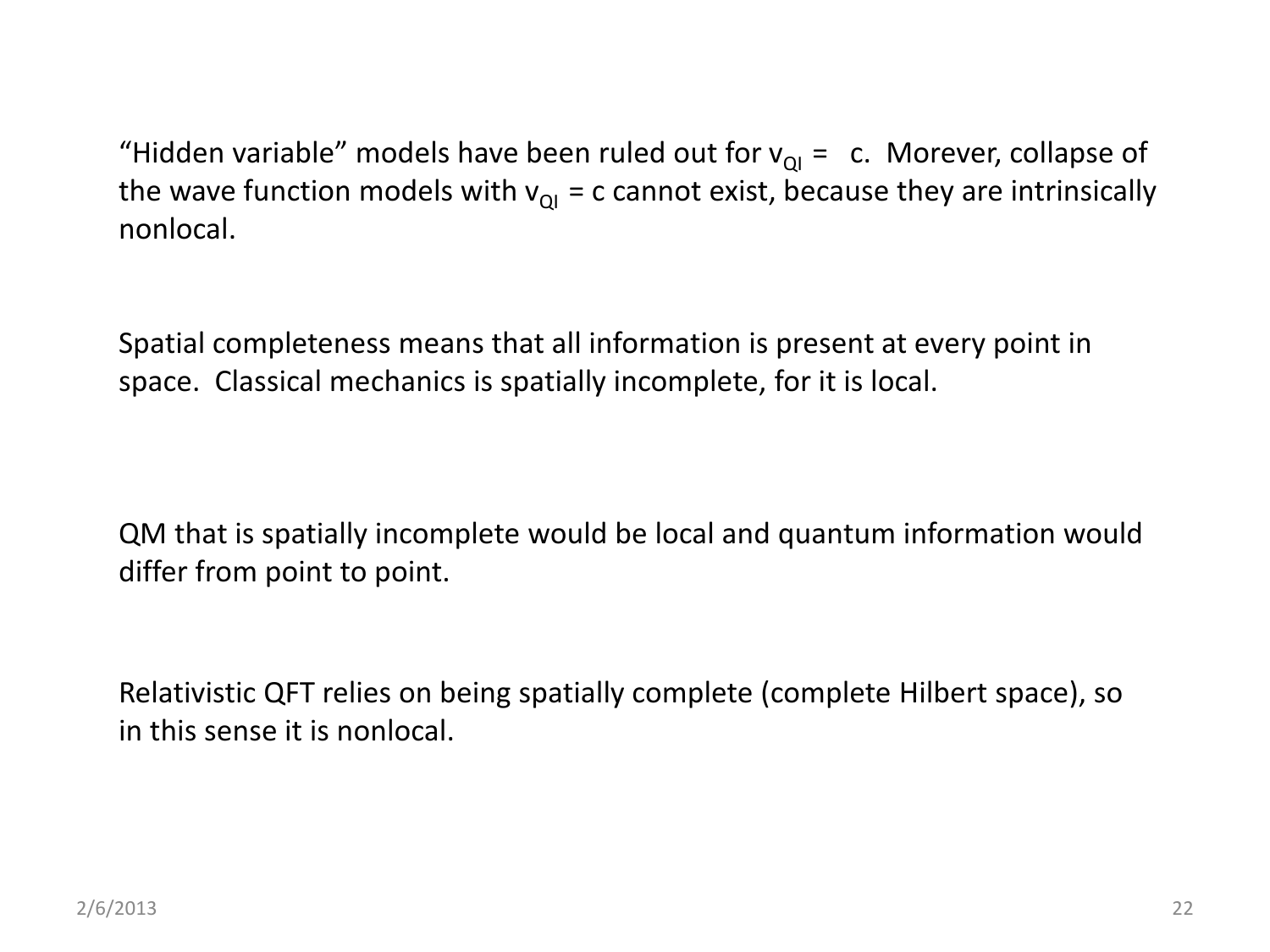"Hidden variable" models have been ruled out for $v_{QI} = c$. Morever, collapse of the wave function models with $v_{QI} = c$ cannot exist, because they are intrinsically nonlocal.

Spatial completeness means that all information is present at every point in space. Classical mechanics is spatially incomplete, for it is local.

QM that is spatially incomplete would be local and quantum information would differ from point to point.

Relativistic QFT relies on being spatially complete (complete Hilbert space), so in this sense it is nonlocal.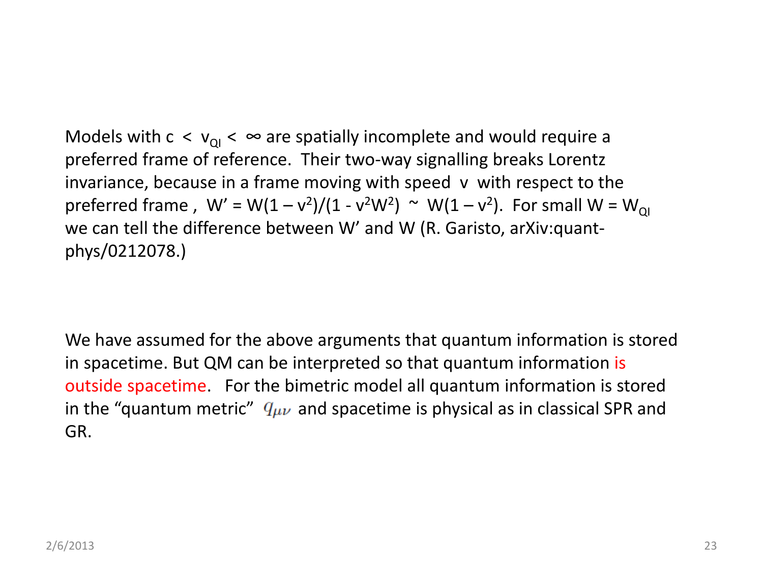Models with $c < v_{QI} < \infty$ are spatially incomplete and would require a preferred frame of reference. Their two-way signalling breaks Lorentz invariance, because in a frame moving with speed $v$ with respect to the preferred frame, $W' = W(1 - v^2)/(1 - v^2W^2) \sim W(1 - v^2)$. For small $W = W_{QI}$ we can tell the difference between $W'$ and $W$ (R. Garisto, arXiv:quant-phys/0212078.)

We have assumed for the above arguments that quantum information is stored in spacetime. But QM can be interpreted so that quantum information is outside spacetime. For the bimetric model all quantum information is stored in the "quantum metric" $q_{\mu\nu}$ and spacetime is physical as in classical SPR and GR.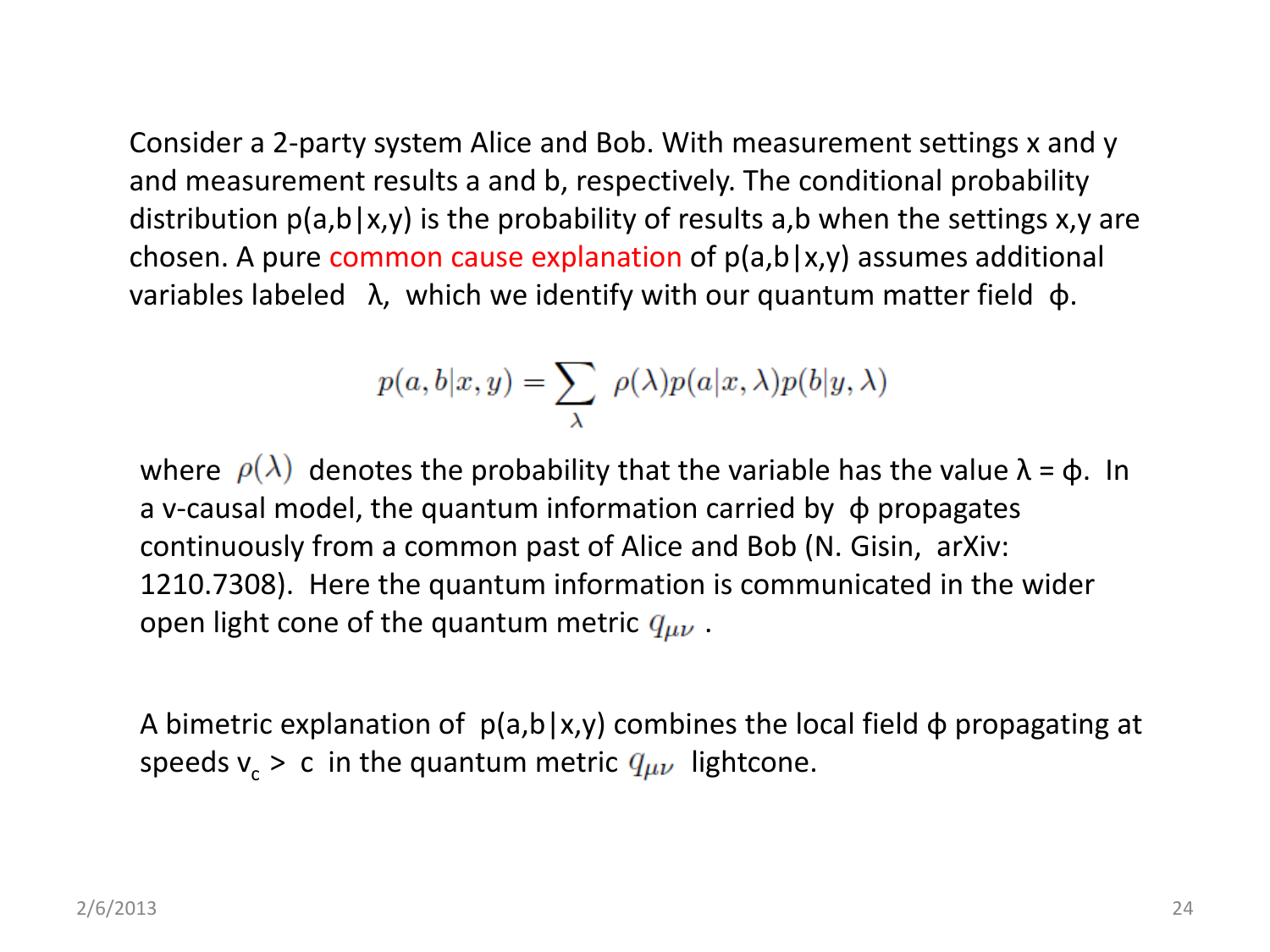Consider a 2-party system Alice and Bob. With measurement settings x and y and measurement results a and b, respectively. The conditional probability distribution p(a,b|x,y) is the probability of results a,b when the settings x,y are chosen. A pure common cause explanation of p(a,b|x,y) assumes additional variables labeled $\lambda$, which we identify with our quantum matter field $\phi$.

$$p(a,b|x,y) = \sum_{\lambda} \rho(\lambda) p(a|x,\lambda) p(b|y,\lambda)$$

where $\rho(\lambda)$ denotes the probability that the variable has the value $\lambda = \phi$. In a v-causal model, the quantum information carried by $\phi$ propagates continuously from a common past of Alice and Bob (N. Gisin, arXiv: 1210.7308). Here the quantum information is communicated in the wider open light cone of the quantum metric $q_{\mu\nu}$.

A bimetric explanation of p(a,b|x,y) combines the local field $\phi$ propagating at speeds $v_c > c$ in the quantum metric $q_{\mu\nu}$ lightcone.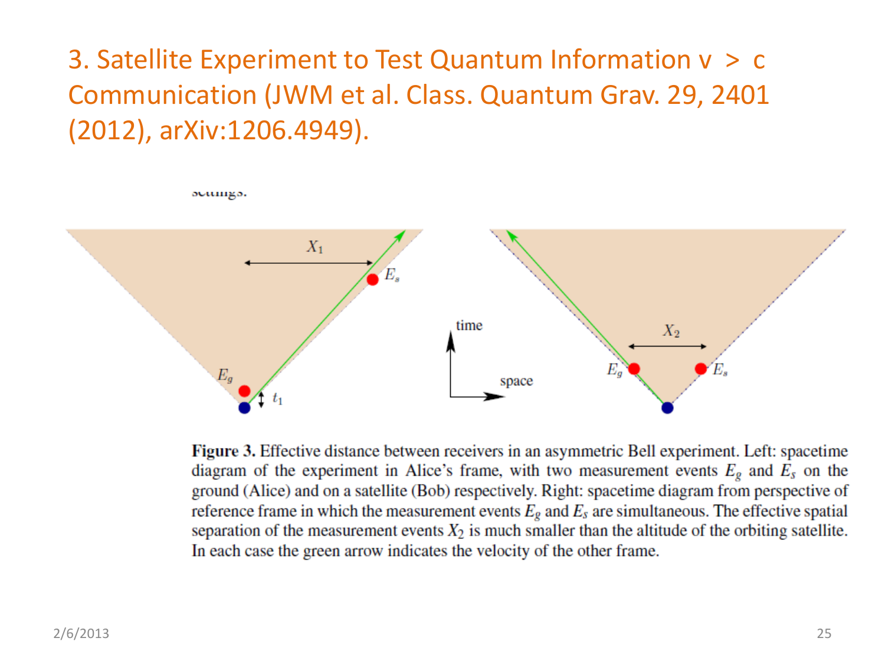# 3. Satellite Experiment to Test Quantum Information v > c Communication (JWM et al. Class. Quantum Grav. 29, 2401 (2012), arXiv:1206.4949).

**Figure 3.** Effective distance between receivers in an asymmetric Bell experiment. Left: spacetime diagram of the experiment in Alice's frame, with two measurement events $E_g$ and $E_s$ on the ground (Alice) and on a satellite (Bob) respectively. Right: spacetime diagram from perspective of reference frame in which the measurement events $E_g$ and $E_s$ are simultaneous. The effective spatial separation of the measurement events $X_2$ is much smaller than the altitude of the orbiting satellite. In each case the green arrow indicates the velocity of the other frame.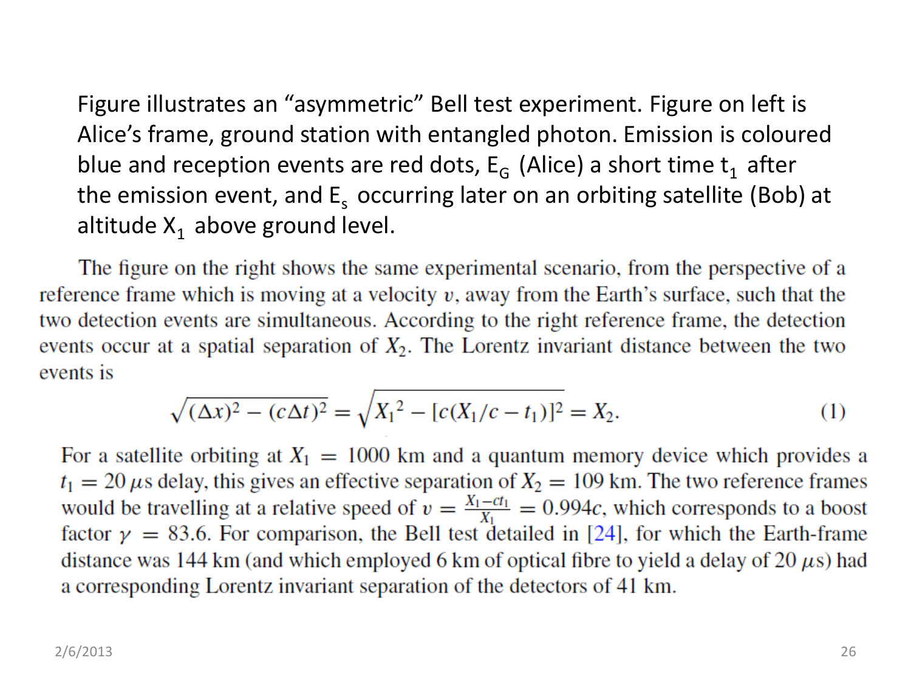Figure illustrates an "asymmetric" Bell test experiment. Figure on left is Alice's frame, ground station with entangled photon. Emission is coloured blue and reception events are red dots, $E_G$ (Alice) a short time $t_1$ after the emission event, and $E_s$ occurring later on an orbiting satellite (Bob) at altitude $X_1$ above ground level.

The figure on the right shows the same experimental scenario, from the perspective of a reference frame which is moving at a velocity $v$, away from the Earth's surface, such that the two detection events are simultaneous. According to the right reference frame, the detection events occur at a spatial separation of $X_2$. The Lorentz invariant distance between the two events is

$$\sqrt{(\Delta x)^2 - (c\Delta t)^2} = \sqrt{{X_1}^2 - [c(X_1/c - t_1)]^2} = X_2. \tag{1}$$

For a satellite orbiting at $X_1 = 1000$ km and a quantum memory device which provides a $t_1 = 20\,\mu$s delay, this gives an effective separation of $X_2 = 109$ km. The two reference frames would be travelling at a relative speed of $v = \frac{X_1 - ct_1}{X_1} = 0.994c$, which corresponds to a boost factor $\gamma = 83.6$. For comparison, the Bell test detailed in [24], for which the Earth-frame distance was 144 km (and which employed 6 km of optical fibre to yield a delay of 20 $\mu$s) had a corresponding Lorentz invariant separation of the detectors of 41 km.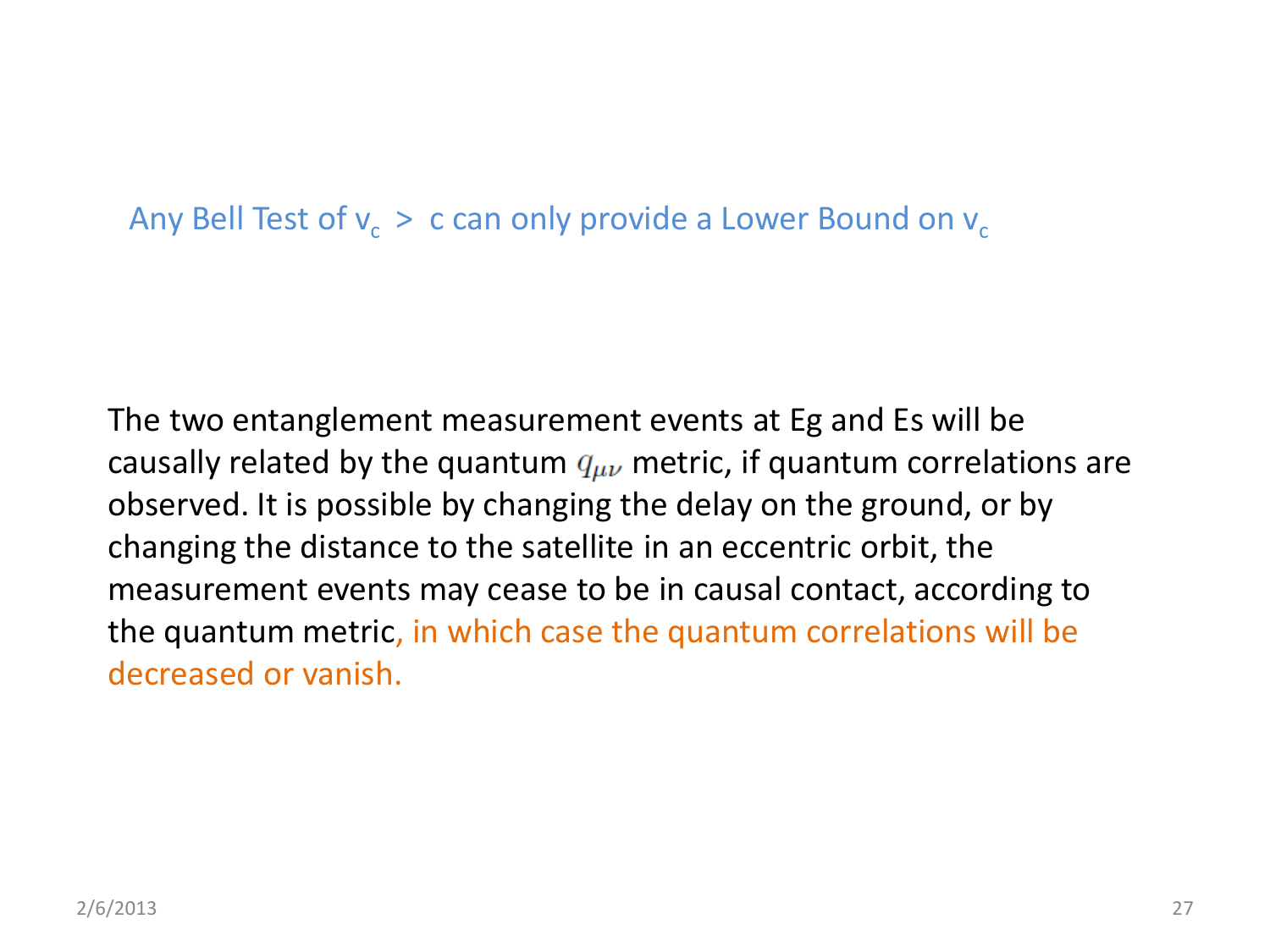## Any Bell Test of $v_c > c$ can only provide a Lower Bound on $v_c$

The two entanglement measurement events at Eg and Es will be causally related by the quantum $q_{\mu\nu}$ metric, if quantum correlations are observed. It is possible by changing the delay on the ground, or by changing the distance to the satellite in an eccentric orbit, the measurement events may cease to be in causal contact, according to the quantum metric, in which case the quantum correlations will be decreased or vanish.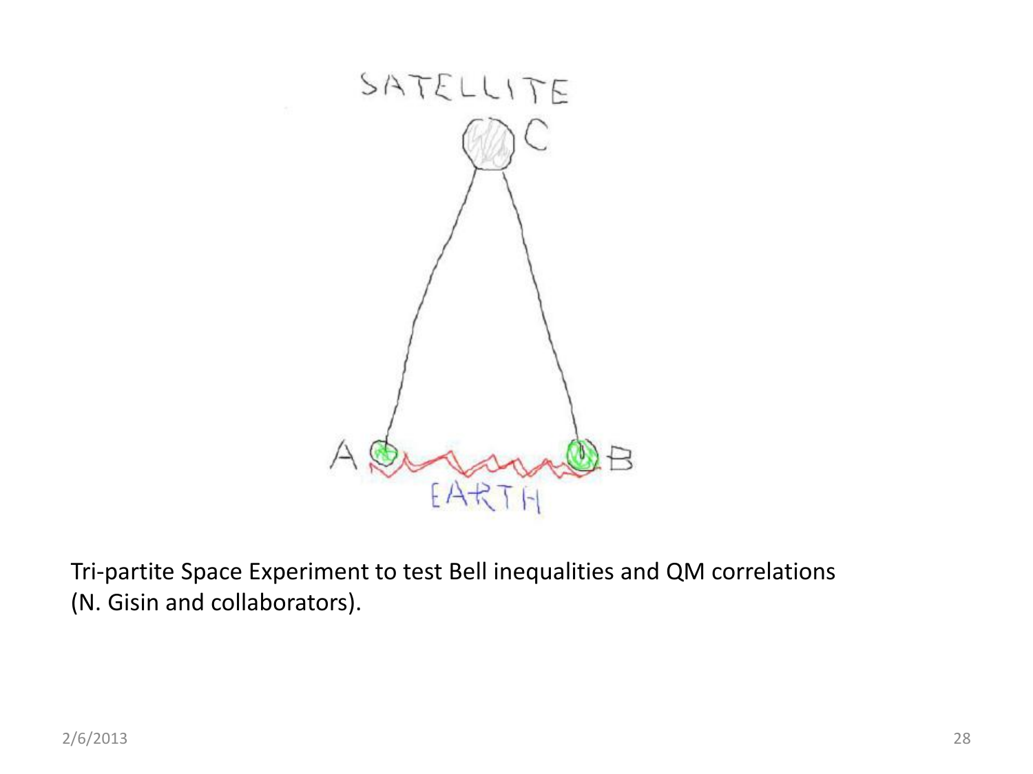Tri-partite Space Experiment to test Bell inequalities and QM correlations (N. Gisin and collaborators).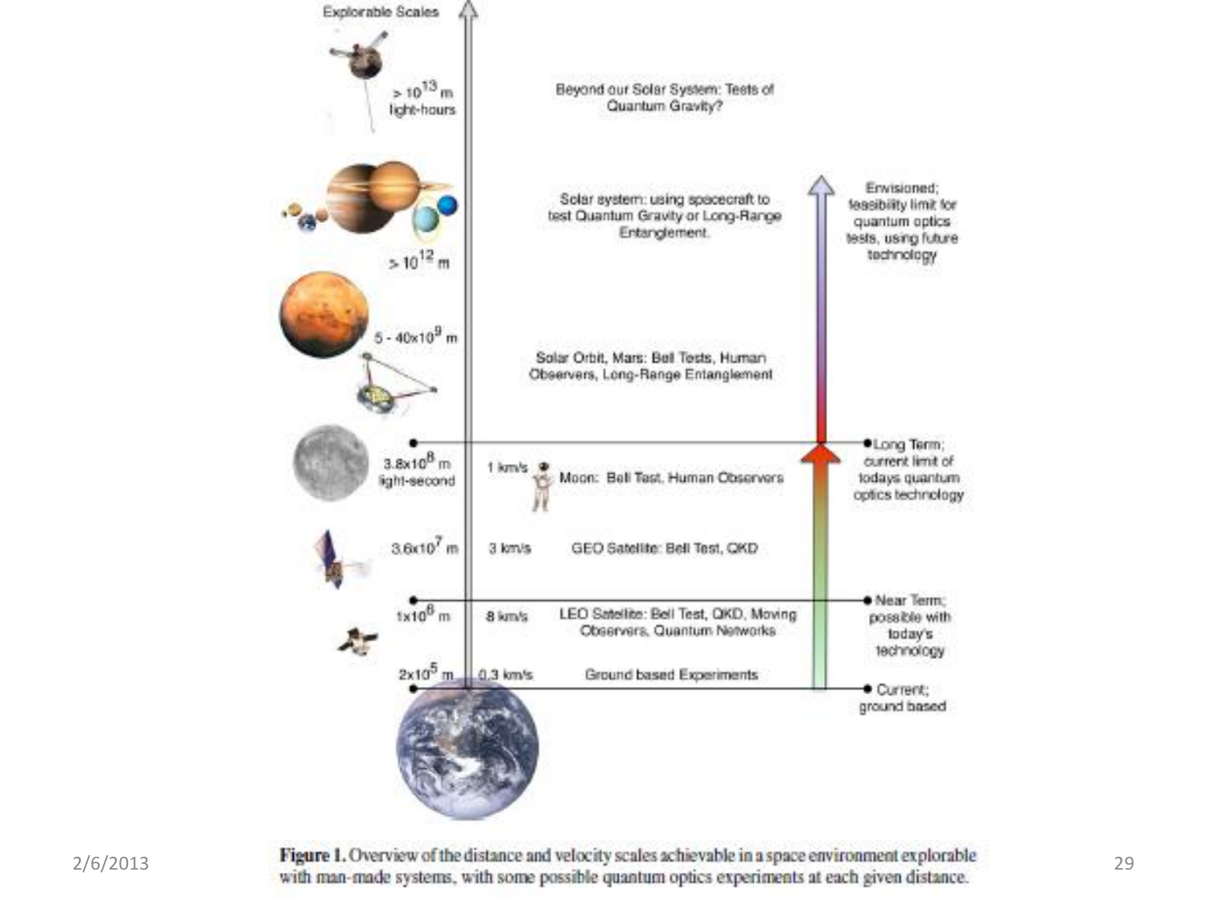Explorable Scales

$> 10^{13}$ m light-hours — Beyond our Solar System: Tests of Quantum Gravity?

$> 10^{12}$ m — Solar system: using spacecraft to test Quantum Gravity or Long-Range Entanglement.

$5 - 40 \times 10^{9}$ m — Solar Orbit, Mars: Bell Tests, Human Observers, Long-Range Entanglement

$3.8 \times 10^{8}$ m light-second — 1 km/s — Moon: Bell Test, Human Observers

$3.6 \times 10^{7}$ m — 3 km/s — GEO Satellite: Bell Test, QKD

$1 \times 10^{6}$ m — 8 km/s — LEO Satellite: Bell Test, QKD, Moving Observers, Quantum Networks

$2 \times 10^{5}$ m — 0.3 km/s — Ground based Experiments

Envisioned; feasibility limit for quantum optics tests, using future technology

Long Term; current limit of todays quantum optics technology

Near Term; possible with today's technology

Current; ground based

**Figure 1.** Overview of the distance and velocity scales achievable in a space environment explorable with man-made systems, with some possible quantum optics experiments at each given distance.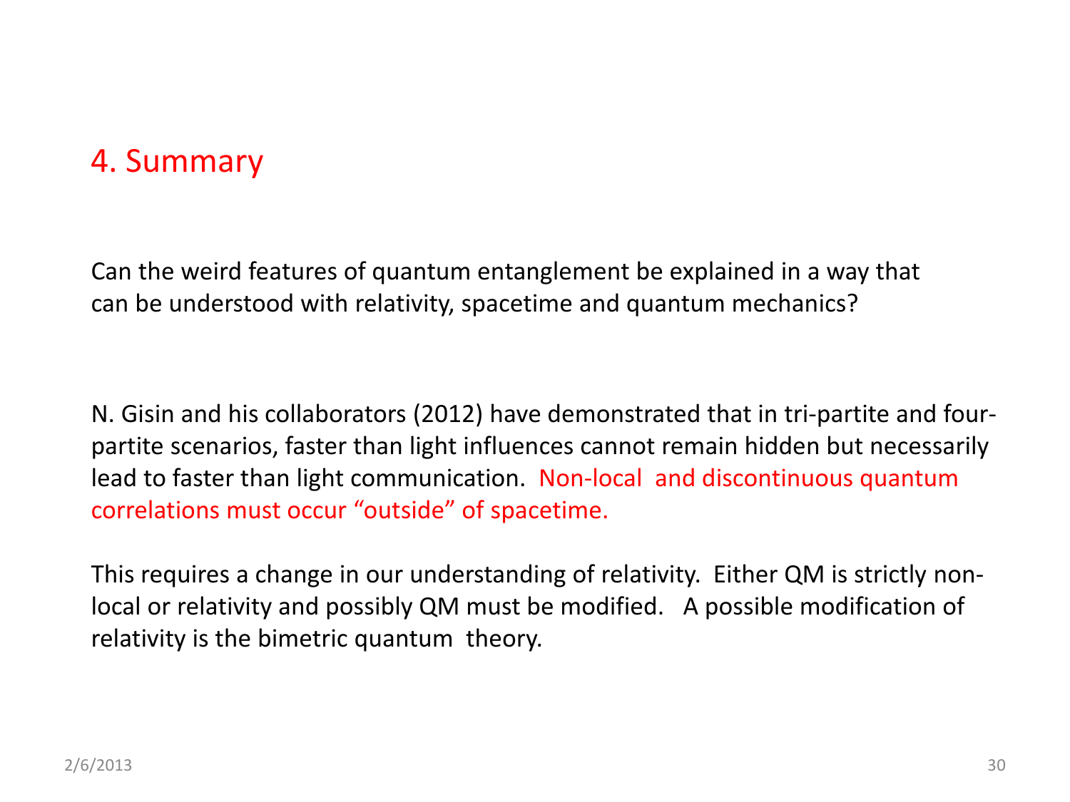# 4. Summary

Can the weird features of quantum entanglement be explained in a way that can be understood with relativity, spacetime and quantum mechanics?

N. Gisin and his collaborators (2012) have demonstrated that in tri-partite and four-partite scenarios, faster than light influences cannot remain hidden but necessarily lead to faster than light communication. Non-local and discontinuous quantum correlations must occur “outside” of spacetime.

This requires a change in our understanding of relativity. Either QM is strictly non-local or relativity and possibly QM must be modified. A possible modification of relativity is the bimetric quantum theory.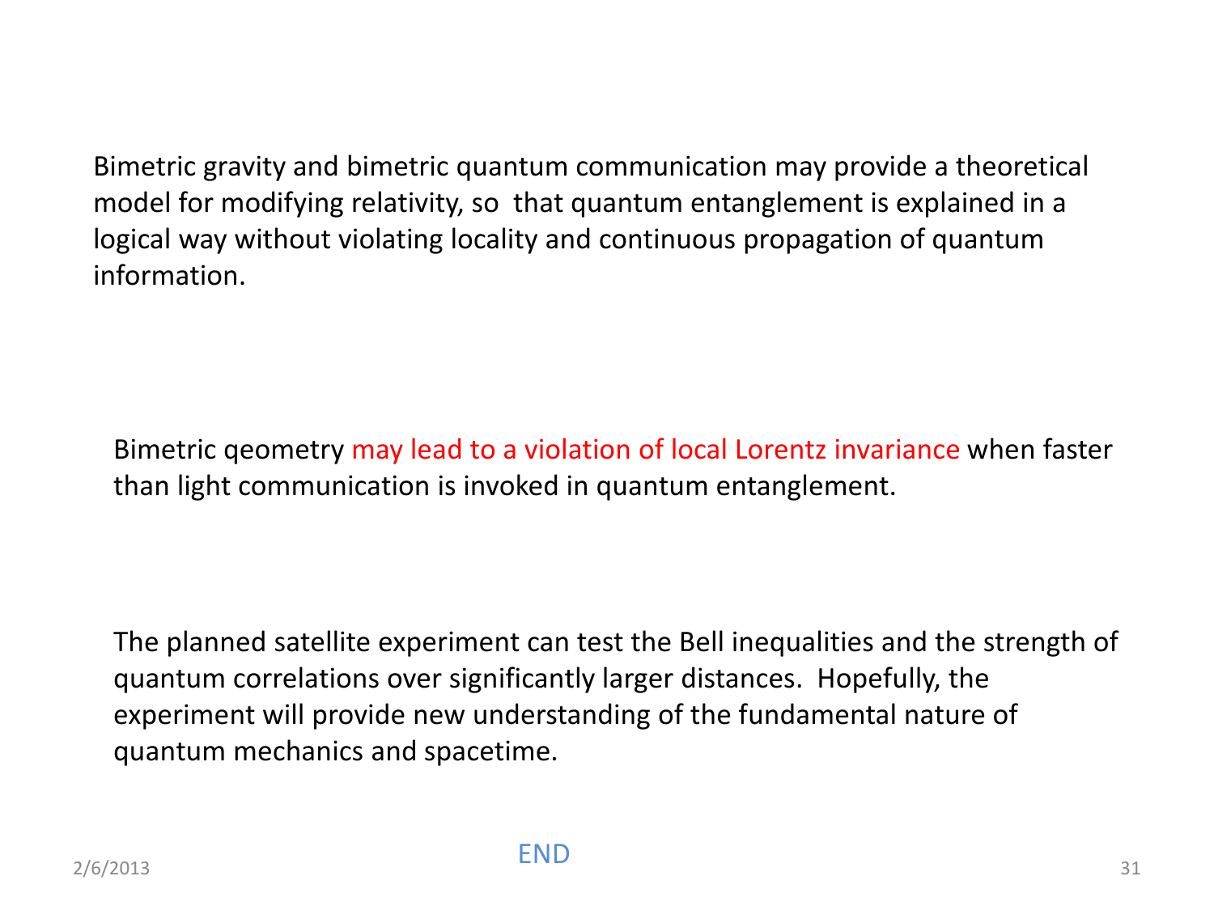Bimetric gravity and bimetric quantum communication may provide a theoretical model for modifying relativity, so that quantum entanglement is explained in a logical way without violating locality and continuous propagation of quantum information.

Bimetric qeometry may lead to a violation of local Lorentz invariance when faster than light communication is invoked in quantum entanglement.

The planned satellite experiment can test the Bell inequalities and the strength of quantum correlations over significantly larger distances. Hopefully, the experiment will provide new understanding of the fundamental nature of quantum mechanics and spacetime.

END